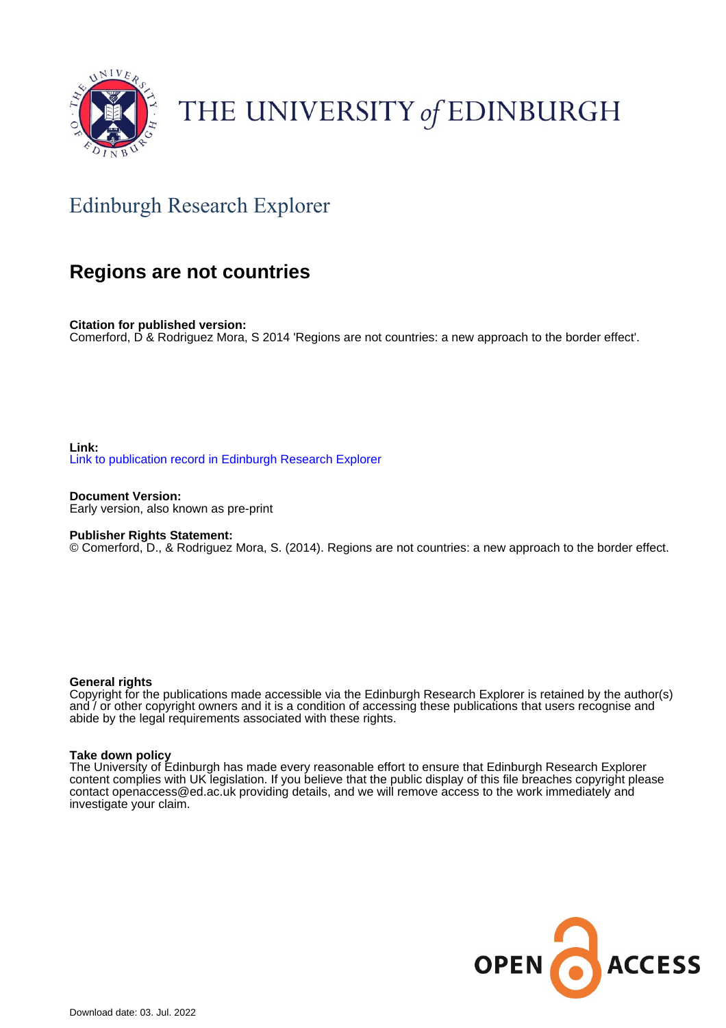THE UNIVERSITY of EDINBURGH

## Edinburgh Research Explorer

# Regions are not countries

**Citation for published version:**
Comerford, D & Rodriguez Mora, S 2014 'Regions are not countries: a new approach to the border effect'.

**Link:**
Link to publication record in Edinburgh Research Explorer

**Document Version:**
Early version, also known as pre-print

**Publisher Rights Statement:**
© Comerford, D., & Rodriguez Mora, S. (2014). Regions are not countries: a new approach to the border effect.

**General rights**
Copyright for the publications made accessible via the Edinburgh Research Explorer is retained by the author(s) and / or other copyright owners and it is a condition of accessing these publications that users recognise and abide by the legal requirements associated with these rights.

**Take down policy**
The University of Edinburgh has made every reasonable effort to ensure that Edinburgh Research Explorer content complies with UK legislation. If you believe that the public display of this file breaches copyright please contact openaccess@ed.ac.uk providing details, and we will remove access to the work immediately and investigate your claim.

Download date: 03. Jul. 2022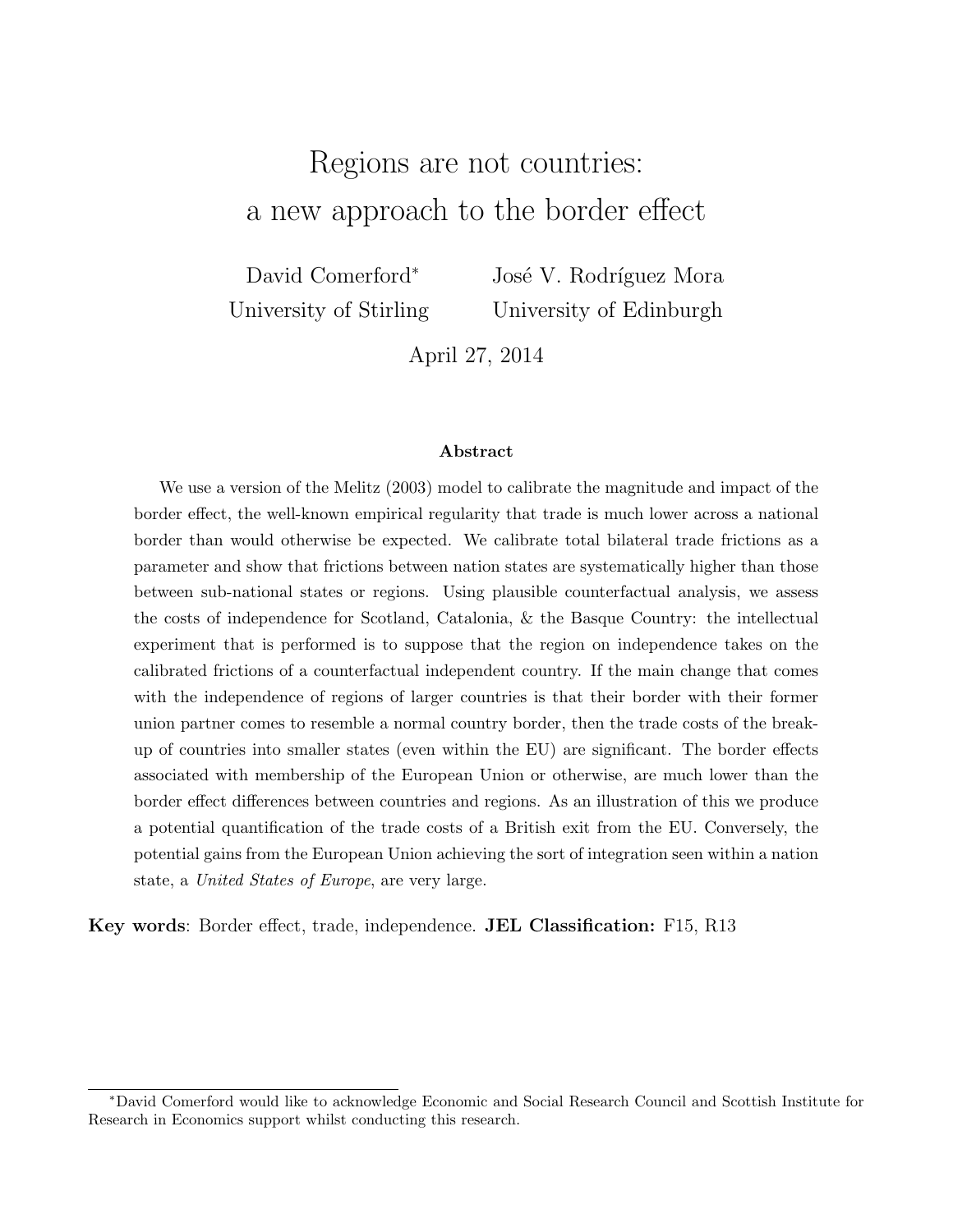# Regions are not countries: a new approach to the border effect

David Comerford*  
University of Stirling

José V. Rodríguez Mora  
University of Edinburgh

April 27, 2014

**Abstract**

We use a version of the Melitz (2003) model to calibrate the magnitude and impact of the border effect, the well-known empirical regularity that trade is much lower across a national border than would otherwise be expected. We calibrate total bilateral trade frictions as a parameter and show that frictions between nation states are systematically higher than those between sub-national states or regions. Using plausible counterfactual analysis, we assess the costs of independence for Scotland, Catalonia, & the Basque Country: the intellectual experiment that is performed is to suppose that the region on independence takes on the calibrated frictions of a counterfactual independent country. If the main change that comes with the independence of regions of larger countries is that their border with their former union partner comes to resemble a normal country border, then the trade costs of the break-up of countries into smaller states (even within the EU) are significant. The border effects associated with membership of the European Union or otherwise, are much lower than the border effect differences between countries and regions. As an illustration of this we produce a potential quantification of the trade costs of a British exit from the EU. Conversely, the potential gains from the European Union achieving the sort of integration seen within a nation state, a *United States of Europe*, are very large.

**Key words**: Border effect, trade, independence. **JEL Classification:** F15, R13

*David Comerford would like to acknowledge Economic and Social Research Council and Scottish Institute for Research in Economics support whilst conducting this research.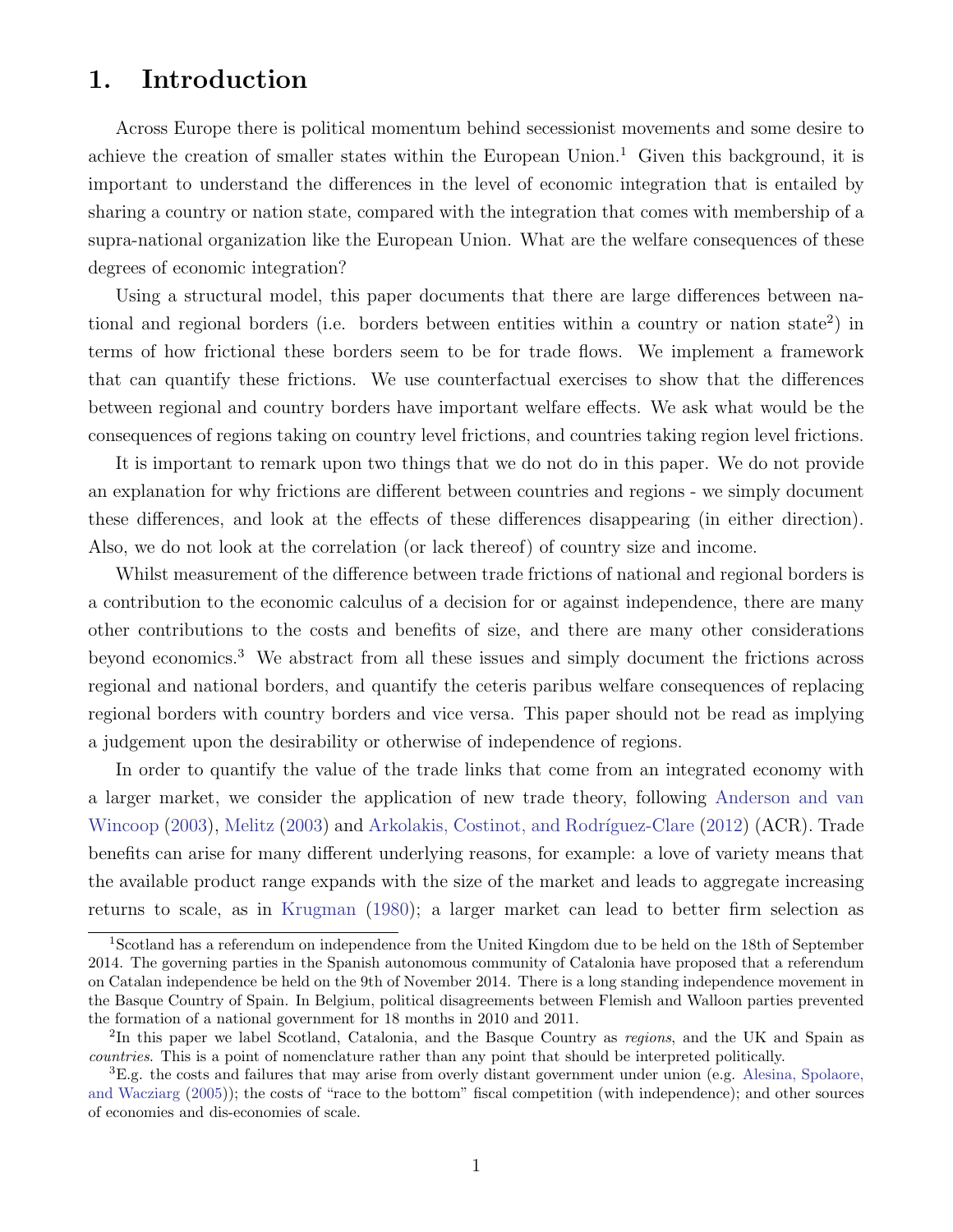# 1. Introduction

Across Europe there is political momentum behind secessionist movements and some desire to achieve the creation of smaller states within the European Union.[1] Given this background, it is important to understand the differences in the level of economic integration that is entailed by sharing a country or nation state, compared with the integration that comes with membership of a supra-national organization like the European Union. What are the welfare consequences of these degrees of economic integration?

Using a structural model, this paper documents that there are large differences between national and regional borders (i.e. borders between entities within a country or nation state[2]) in terms of how frictional these borders seem to be for trade flows. We implement a framework that can quantify these frictions. We use counterfactual exercises to show that the differences between regional and country borders have important welfare effects. We ask what would be the consequences of regions taking on country level frictions, and countries taking region level frictions.

It is important to remark upon two things that we do not do in this paper. We do not provide an explanation for why frictions are different between countries and regions - we simply document these differences, and look at the effects of these differences disappearing (in either direction). Also, we do not look at the correlation (or lack thereof) of country size and income.

Whilst measurement of the difference between trade frictions of national and regional borders is a contribution to the economic calculus of a decision for or against independence, there are many other contributions to the costs and benefits of size, and there are many other considerations beyond economics.[3] We abstract from all these issues and simply document the frictions across regional and national borders, and quantify the ceteris paribus welfare consequences of replacing regional borders with country borders and vice versa. This paper should not be read as implying a judgement upon the desirability or otherwise of independence of regions.

In order to quantify the value of the trade links that come from an integrated economy with a larger market, we consider the application of new trade theory, following Anderson and van Wincoop (2003), Melitz (2003) and Arkolakis, Costinot, and Rodríguez-Clare (2012) (ACR). Trade benefits can arise for many different underlying reasons, for example: a love of variety means that the available product range expands with the size of the market and leads to aggregate increasing returns to scale, as in Krugman (1980); a larger market can lead to better firm selection as

---

[1] Scotland has a referendum on independence from the United Kingdom due to be held on the 18th of September 2014. The governing parties in the Spanish autonomous community of Catalonia have proposed that a referendum on Catalan independence be held on the 9th of November 2014. There is a long standing independence movement in the Basque Country of Spain. In Belgium, political disagreements between Flemish and Walloon parties prevented the formation of a national government for 18 months in 2010 and 2011.

[2] In this paper we label Scotland, Catalonia, and the Basque Country as *regions*, and the UK and Spain as *countries*. This is a point of nomenclature rather than any point that should be interpreted politically.

[3] E.g. the costs and failures that may arise from overly distant government under union (e.g. Alesina, Spolaore, and Wacziarg (2005)); the costs of "race to the bottom" fiscal competition (with independence); and other sources of economies and dis-economies of scale.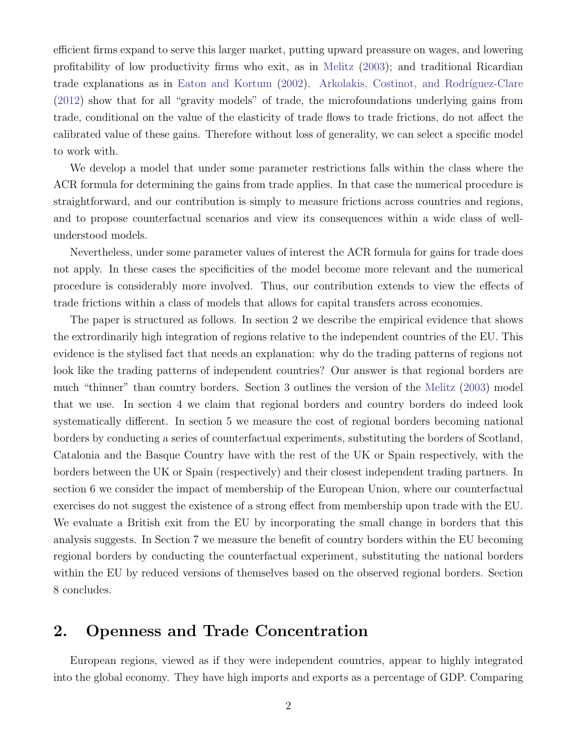efficient firms expand to serve this larger market, putting upward preassure on wages, and lowering profitability of low productivity firms who exit, as in Melitz (2003); and traditional Ricardian trade explanations as in Eaton and Kortum (2002). Arkolakis, Costinot, and Rodríguez-Clare (2012) show that for all "gravity models" of trade, the microfoundations underlying gains from trade, conditional on the value of the elasticity of trade flows to trade frictions, do not affect the calibrated value of these gains. Therefore without loss of generality, we can select a specific model to work with.

We develop a model that under some parameter restrictions falls within the class where the ACR formula for determining the gains from trade applies. In that case the numerical procedure is straightforward, and our contribution is simply to measure frictions across countries and regions, and to propose counterfactual scenarios and view its consequences within a wide class of well-understood models.

Nevertheless, under some parameter values of interest the ACR formula for gains for trade does not apply. In these cases the specificities of the model become more relevant and the numerical procedure is considerably more involved. Thus, our contribution extends to view the effects of trade frictions within a class of models that allows for capital transfers across economies.

The paper is structured as follows. In section 2 we describe the empirical evidence that shows the extrordinarily high integration of regions relative to the independent countries of the EU. This evidence is the stylised fact that needs an explanation: why do the trading patterns of regions not look like the trading patterns of independent countries? Our answer is that regional borders are much "thinner" than country borders. Section 3 outlines the version of the Melitz (2003) model that we use. In section 4 we claim that regional borders and country borders do indeed look systematically different. In section 5 we measure the cost of regional borders becoming national borders by conducting a series of counterfactual experiments, substituting the borders of Scotland, Catalonia and the Basque Country have with the rest of the UK or Spain respectively, with the borders between the UK or Spain (respectively) and their closest independent trading partners. In section 6 we consider the impact of membership of the European Union, where our counterfactual exercises do not suggest the existence of a strong effect from membership upon trade with the EU. We evaluate a British exit from the EU by incorporating the small change in borders that this analysis suggests. In Section 7 we measure the benefit of country borders within the EU becoming regional borders by conducting the counterfactual experiment, substituting the national borders within the EU by reduced versions of themselves based on the observed regional borders. Section 8 concludes.

## 2. Openness and Trade Concentration

European regions, viewed as if they were independent countries, appear to highly integrated into the global economy. They have high imports and exports as a percentage of GDP. Comparing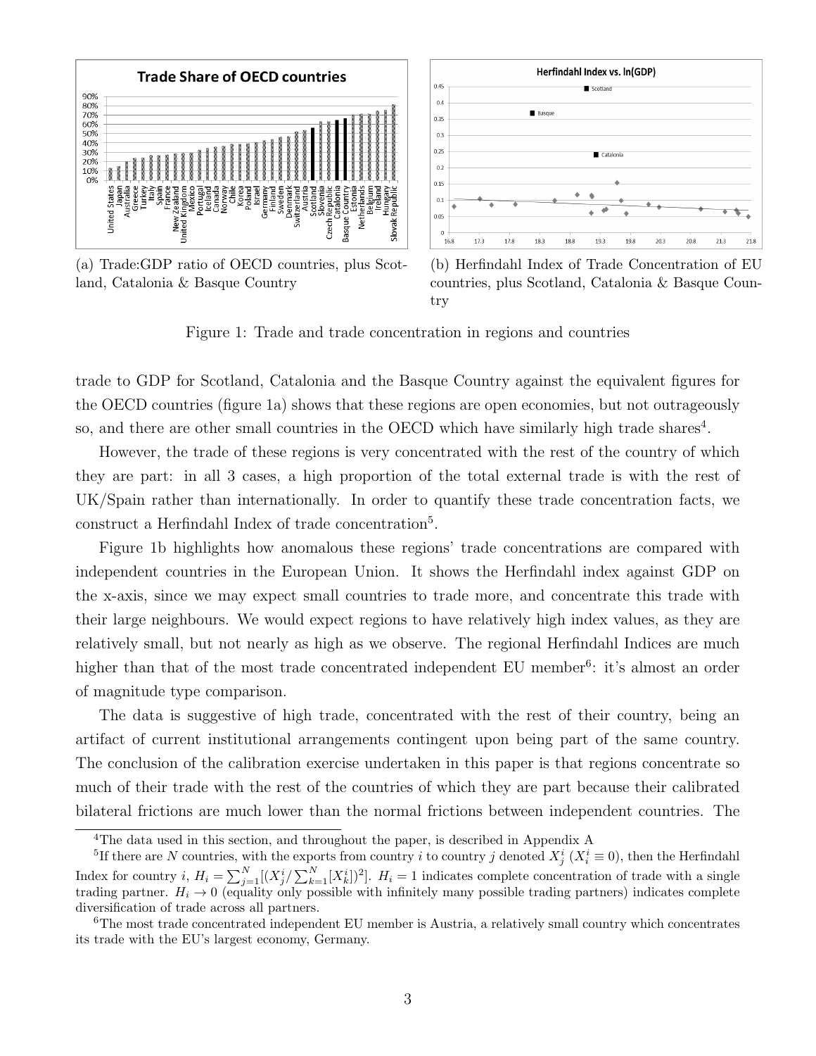(a) Trade:GDP ratio of OECD countries, plus Scotland, Catalonia & Basque Country

(b) Herfindahl Index of Trade Concentration of EU countries, plus Scotland, Catalonia & Basque Country

Figure 1: Trade and trade concentration in regions and countries

trade to GDP for Scotland, Catalonia and the Basque Country against the equivalent figures for the OECD countries (figure 1a) shows that these regions are open economies, but not outrageously so, and there are other small countries in the OECD which have similarly high trade shares[4].

However, the trade of these regions is very concentrated with the rest of the country of which they are part: in all 3 cases, a high proportion of the total external trade is with the rest of UK/Spain rather than internationally. In order to quantify these trade concentration facts, we construct a Herfindahl Index of trade concentration[5].

Figure 1b highlights how anomalous these regions' trade concentrations are compared with independent countries in the European Union. It shows the Herfindahl index against GDP on the x-axis, since we may expect small countries to trade more, and concentrate this trade with their large neighbours. We would expect regions to have relatively high index values, as they are relatively small, but not nearly as high as we observe. The regional Herfindahl Indices are much higher than that of the most trade concentrated independent EU member[6]: it's almost an order of magnitude type comparison.

The data is suggestive of high trade, concentrated with the rest of their country, being an artifact of current institutional arrangements contingent upon being part of the same country. The conclusion of the calibration exercise undertaken in this paper is that regions concentrate so much of their trade with the rest of the countries of which they are part because their calibrated bilateral frictions are much lower than the normal frictions between independent countries. The

[4]The data used in this section, and throughout the paper, is described in Appendix A

[5]If there are $N$ countries, with the exports from country $i$ to country $j$ denoted $X_j^i$ ($X_i^i \equiv 0$), then the Herfindahl Index for country $i$, $H_i = \sum_{j=1}^{N}[(X_j^i / \sum_{k=1}^{N}[X_k^i])^2]$. $H_i = 1$ indicates complete concentration of trade with a single trading partner. $H_i \to 0$ (equality only possible with infinitely many possible trading partners) indicates complete diversification of trade across all partners.

[6]The most trade concentrated independent EU member is Austria, a relatively small country which concentrates its trade with the EU's largest economy, Germany.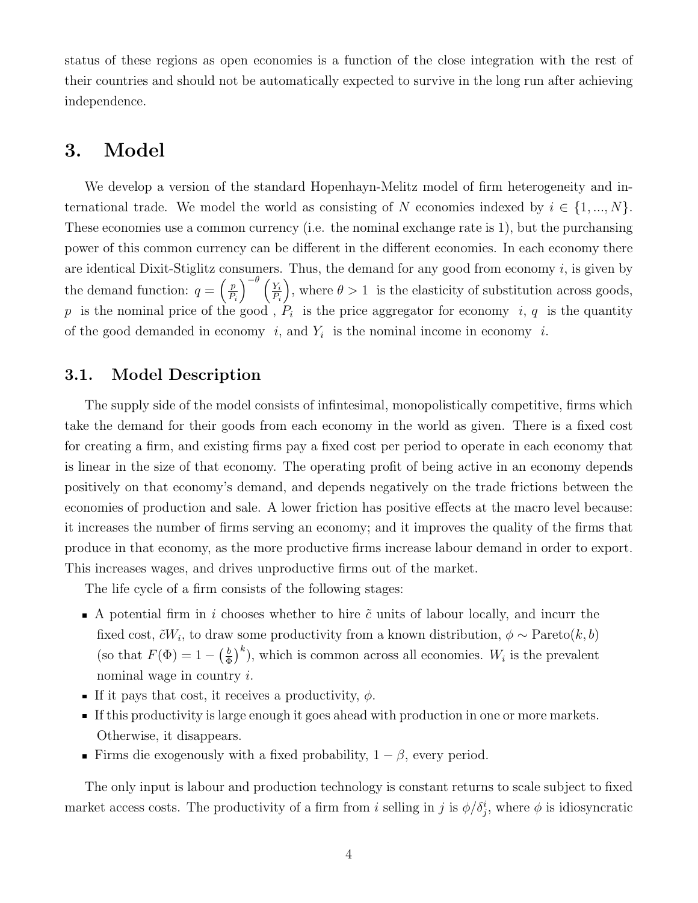status of these regions as open economies is a function of the close integration with the rest of their countries and should not be automatically expected to survive in the long run after achieving independence.

# 3. Model

We develop a version of the standard Hopenhayn-Melitz model of firm heterogeneity and international trade. We model the world as consisting of $N$ economies indexed by $i \in \{1, ..., N\}$. These economies use a common currency (i.e. the nominal exchange rate is 1), but the purchansing power of this common currency can be different in the different economies. In each economy there are identical Dixit-Stiglitz consumers. Thus, the demand for any good from economy $i$, is given by the demand function: $q = \left(\frac{p}{P_i}\right)^{-\theta}\left(\frac{Y_i}{P_i}\right)$, where $\theta > 1$ is the elasticity of substitution across goods, $p$ is the nominal price of the good , $P_i$ is the price aggregator for economy $i$, $q$ is the quantity of the good demanded in economy $i$, and $Y_i$ is the nominal income in economy $i$.

## 3.1. Model Description

The supply side of the model consists of infintesimal, monopolistically competitive, firms which take the demand for their goods from each economy in the world as given. There is a fixed cost for creating a firm, and existing firms pay a fixed cost per period to operate in each economy that is linear in the size of that economy. The operating profit of being active in an economy depends positively on that economy's demand, and depends negatively on the trade frictions between the economies of production and sale. A lower friction has positive effects at the macro level because: it increases the number of firms serving an economy; and it improves the quality of the firms that produce in that economy, as the more productive firms increase labour demand in order to export. This increases wages, and drives unproductive firms out of the market.

The life cycle of a firm consists of the following stages:

- A potential firm in $i$ chooses whether to hire $\tilde{c}$ units of labour locally, and incurr the fixed cost, $\tilde{c}W_i$, to draw some productivity from a known distribution, $\phi \sim \text{Pareto}(k, b)$ (so that $F(\Phi) = 1 - \left(\frac{b}{\Phi}\right)^k$), which is common across all economies. $W_i$ is the prevalent nominal wage in country $i$.
- If it pays that cost, it receives a productivity, $\phi$.
- If this productivity is large enough it goes ahead with production in one or more markets. Otherwise, it disappears.
- Firms die exogenously with a fixed probability, $1 - \beta$, every period.

The only input is labour and production technology is constant returns to scale subject to fixed market access costs. The productivity of a firm from $i$ selling in $j$ is $\phi/\delta^i_j$, where $\phi$ is idiosyncratic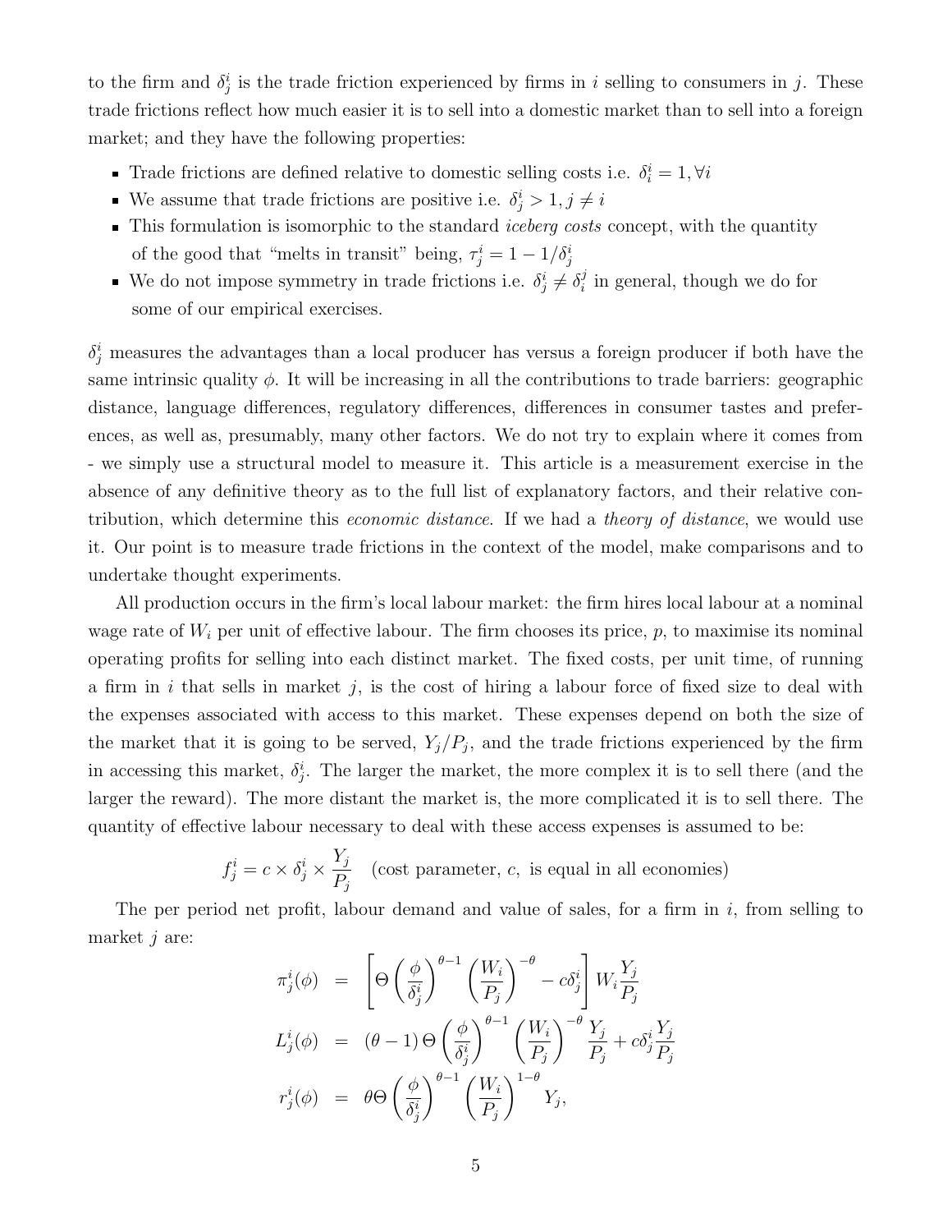to the firm and $\delta^i_j$ is the trade friction experienced by firms in $i$ selling to consumers in $j$. These trade frictions reflect how much easier it is to sell into a domestic market than to sell into a foreign market; and they have the following properties:

- Trade frictions are defined relative to domestic selling costs i.e. $\delta^i_i = 1, \forall i$
- We assume that trade frictions are positive i.e. $\delta^i_j > 1, j \neq i$
- This formulation is isomorphic to the standard *iceberg costs* concept, with the quantity of the good that "melts in transit" being, $\tau^i_j = 1 - 1/\delta^i_j$
- We do not impose symmetry in trade frictions i.e. $\delta^i_j \neq \delta^j_i$ in general, though we do for some of our empirical exercises.

$\delta^i_j$ measures the advantages than a local producer has versus a foreign producer if both have the same intrinsic quality $\phi$. It will be increasing in all the contributions to trade barriers: geographic distance, language differences, regulatory differences, differences in consumer tastes and preferences, as well as, presumably, many other factors. We do not try to explain where it comes from - we simply use a structural model to measure it. This article is a measurement exercise in the absence of any definitive theory as to the full list of explanatory factors, and their relative contribution, which determine this *economic distance*. If we had a *theory of distance*, we would use it. Our point is to measure trade frictions in the context of the model, make comparisons and to undertake thought experiments.

All production occurs in the firm's local labour market: the firm hires local labour at a nominal wage rate of $W_i$ per unit of effective labour. The firm chooses its price, $p$, to maximise its nominal operating profits for selling into each distinct market. The fixed costs, per unit time, of running a firm in $i$ that sells in market $j$, is the cost of hiring a labour force of fixed size to deal with the expenses associated with access to this market. These expenses depend on both the size of the market that it is going to be served, $Y_j/P_j$, and the trade frictions experienced by the firm in accessing this market, $\delta^i_j$. The larger the market, the more complex it is to sell there (and the larger the reward). The more distant the market is, the more complicated it is to sell there. The quantity of effective labour necessary to deal with these access expenses is assumed to be:

$$f^i_j = c \times \delta^i_j \times \frac{Y_j}{P_j} \quad \text{(cost parameter, } c\text{, is equal in all economies)}$$

The per period net profit, labour demand and value of sales, for a firm in $i$, from selling to market $j$ are:

$$\begin{aligned}
\pi^i_j(\phi) &= \left[\Theta\left(\frac{\phi}{\delta^i_j}\right)^{\theta-1}\left(\frac{W_i}{P_j}\right)^{-\theta} - c\delta^i_j\right] W_i \frac{Y_j}{P_j} \\
L^i_j(\phi) &= (\theta - 1)\,\Theta\left(\frac{\phi}{\delta^i_j}\right)^{\theta-1}\left(\frac{W_i}{P_j}\right)^{-\theta}\frac{Y_j}{P_j} + c\delta^i_j\frac{Y_j}{P_j} \\
r^i_j(\phi) &= \theta\Theta\left(\frac{\phi}{\delta^i_j}\right)^{\theta-1}\left(\frac{W_i}{P_j}\right)^{1-\theta} Y_j,
\end{aligned}$$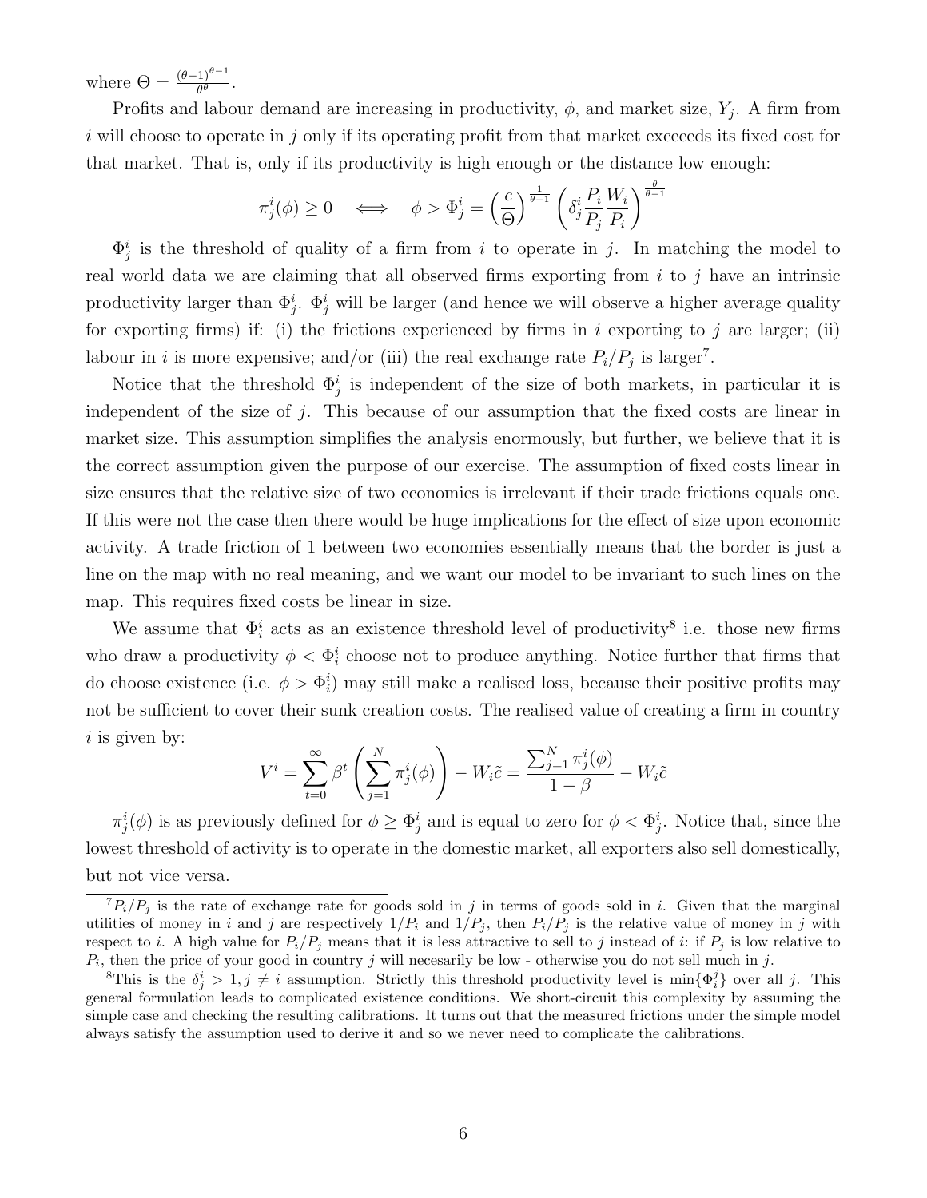where $\Theta = \frac{(\theta-1)^{\theta-1}}{\theta^\theta}$.

Profits and labour demand are increasing in productivity, $\phi$, and market size, $Y_j$. A firm from $i$ will choose to operate in $j$ only if its operating profit from that market exceeeds its fixed cost for that market. That is, only if its productivity is high enough or the distance low enough:

$$\pi_j^i(\phi) \geq 0 \quad \Longleftrightarrow \quad \phi > \Phi_j^i = \left(\frac{c}{\Theta}\right)^{\frac{1}{\theta-1}} \left(\delta_j^i \frac{P_i}{P_j} \frac{W_i}{P_i}\right)^{\frac{\theta}{\theta-1}}$$

$\Phi_j^i$ is the threshold of quality of a firm from $i$ to operate in $j$. In matching the model to real world data we are claiming that all observed firms exporting from $i$ to $j$ have an intrinsic productivity larger than $\Phi_j^i$. $\Phi_j^i$ will be larger (and hence we will observe a higher average quality for exporting firms) if: (i) the frictions experienced by firms in $i$ exporting to $j$ are larger; (ii) labour in $i$ is more expensive; and/or (iii) the real exchange rate $P_i/P_j$ is larger[7].

Notice that the threshold $\Phi_j^i$ is independent of the size of both markets, in particular it is independent of the size of $j$. This because of our assumption that the fixed costs are linear in market size. This assumption simplifies the analysis enormously, but further, we believe that it is the correct assumption given the purpose of our exercise. The assumption of fixed costs linear in size ensures that the relative size of two economies is irrelevant if their trade frictions equals one. If this were not the case then there would be huge implications for the effect of size upon economic activity. A trade friction of 1 between two economies essentially means that the border is just a line on the map with no real meaning, and we want our model to be invariant to such lines on the map. This requires fixed costs be linear in size.

We assume that $\Phi_i^i$ acts as an existence threshold level of productivity[8] i.e. those new firms who draw a productivity $\phi < \Phi_i^i$ choose not to produce anything. Notice further that firms that do choose existence (i.e. $\phi > \Phi_i^i$) may still make a realised loss, because their positive profits may not be sufficient to cover their sunk creation costs. The realised value of creating a firm in country $i$ is given by:

$$V^i = \sum_{t=0}^{\infty} \beta^t \left(\sum_{j=1}^{N} \pi_j^i(\phi)\right) - W_i\tilde{c} = \frac{\sum_{j=1}^{N} \pi_j^i(\phi)}{1-\beta} - W_i\tilde{c}$$

$\pi_j^i(\phi)$ is as previously defined for $\phi \geq \Phi_j^i$ and is equal to zero for $\phi < \Phi_j^i$. Notice that, since the lowest threshold of activity is to operate in the domestic market, all exporters also sell domestically, but not vice versa.

---

[7] $P_i/P_j$ is the rate of exchange rate for goods sold in $j$ in terms of goods sold in $i$. Given that the marginal utilities of money in $i$ and $j$ are respectively $1/P_i$ and $1/P_j$, then $P_i/P_j$ is the relative value of money in $j$ with respect to $i$. A high value for $P_i/P_j$ means that it is less attractive to sell to $j$ instead of $i$: if $P_j$ is low relative to $P_i$, then the price of your good in country $j$ will necesarily be low - otherwise you do not sell much in $j$.

[8] This is the $\delta_j^i > 1, j \neq i$ assumption. Strictly this threshold productivity level is $\min\{\Phi_i^j\}$ over all $j$. This general formulation leads to complicated existence conditions. We short-circuit this complexity by assuming the simple case and checking the resulting calibrations. It turns out that the measured frictions under the simple model always satisfy the assumption used to derive it and so we never need to complicate the calibrations.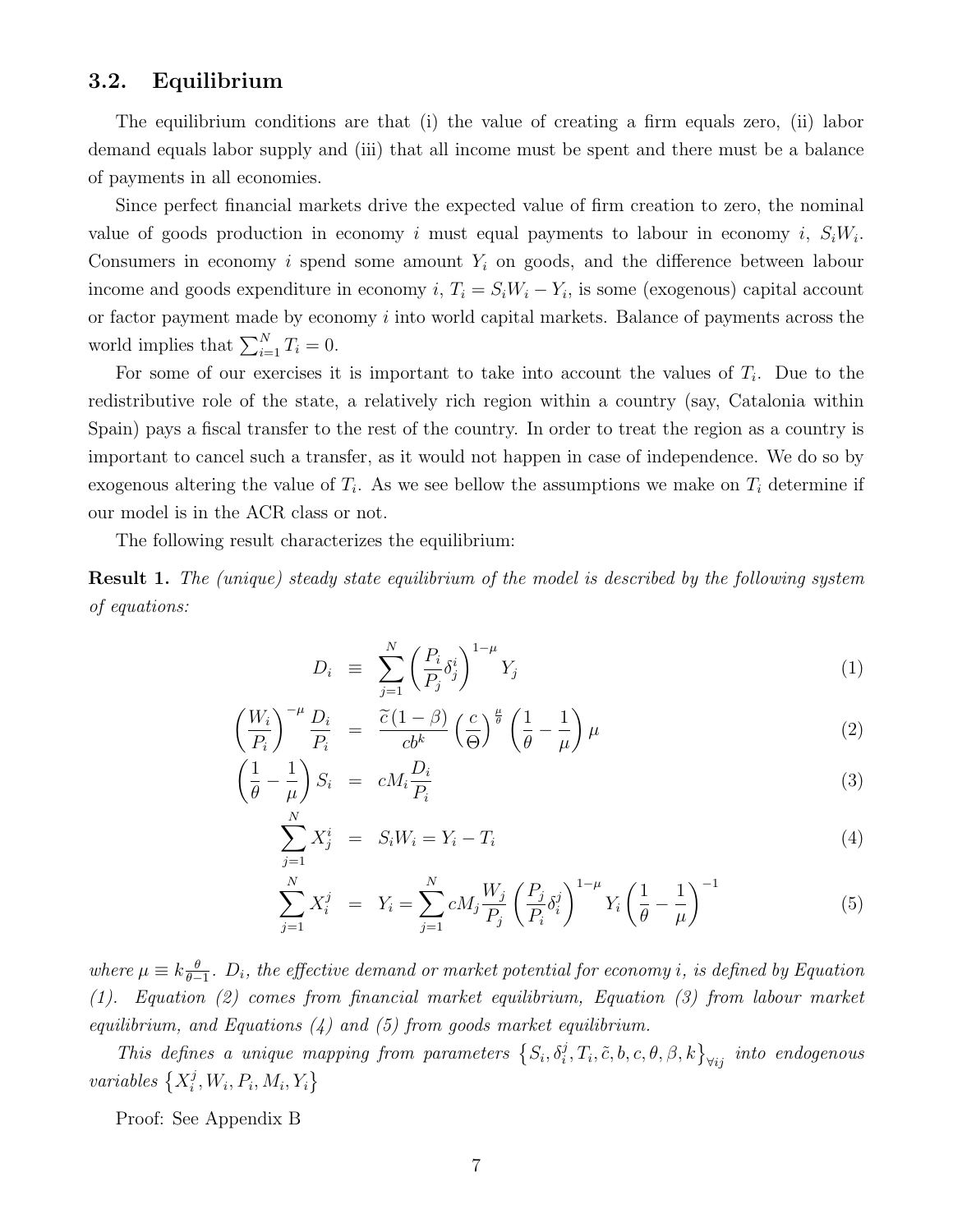### 3.2. Equilibrium

The equilibrium conditions are that (i) the value of creating a firm equals zero, (ii) labor demand equals labor supply and (iii) that all income must be spent and there must be a balance of payments in all economies.

Since perfect financial markets drive the expected value of firm creation to zero, the nominal value of goods production in economy $i$ must equal payments to labour in economy $i$, $S_i W_i$. Consumers in economy $i$ spend some amount $Y_i$ on goods, and the difference between labour income and goods expenditure in economy $i$, $T_i = S_i W_i - Y_i$, is some (exogenous) capital account or factor payment made by economy $i$ into world capital markets. Balance of payments across the world implies that $\sum_{i=1}^{N} T_i = 0$.

For some of our exercises it is important to take into account the values of $T_i$. Due to the redistributive role of the state, a relatively rich region within a country (say, Catalonia within Spain) pays a fiscal transfer to the rest of the country. In order to treat the region as a country is important to cancel such a transfer, as it would not happen in case of independence. We do so by exogenous altering the value of $T_i$. As we see bellow the assumptions we make on $T_i$ determine if our model is in the ACR class or not.

The following result characterizes the equilibrium:

**Result 1.** *The (unique) steady state equilibrium of the model is described by the following system of equations:*

$$D_i \equiv \sum_{j=1}^{N} \left( \frac{P_i}{P_j} \delta_j^i \right)^{1-\mu} Y_j \tag{1}$$

$$\left( \frac{W_i}{P_i} \right)^{-\mu} \frac{D_i}{P_i} = \frac{\widetilde{c}\,(1-\beta)}{c b^k} \left( \frac{c}{\Theta} \right)^{\frac{\mu}{\theta}} \left( \frac{1}{\theta} - \frac{1}{\mu} \right) \mu \tag{2}$$

$$\left( \frac{1}{\theta} - \frac{1}{\mu} \right) S_i = c M_i \frac{D_i}{P_i} \tag{3}$$

$$\sum_{j=1}^{N} X_j^i = S_i W_i = Y_i - T_i \tag{4}$$

$$\sum_{j=1}^{N} X_i^j = Y_i = \sum_{j=1}^{N} c M_j \frac{W_j}{P_j} \left( \frac{P_j}{P_i} \delta_i^j \right)^{1-\mu} Y_i \left( \frac{1}{\theta} - \frac{1}{\mu} \right)^{-1} \tag{5}$$

*where $\mu \equiv k \frac{\theta}{\theta - 1}$. $D_i$, the effective demand or market potential for economy $i$, is defined by Equation (1). Equation (2) comes from financial market equilibrium, Equation (3) from labour market equilibrium, and Equations (4) and (5) from goods market equilibrium.*

*This defines a unique mapping from parameters $\left\{ S_i, \delta_i^j, T_i, \tilde{c}, b, c, \theta, \beta, k \right\}_{\forall ij}$ into endogenous variables $\left\{ X_i^j, W_i, P_i, M_i, Y_i \right\}$*

Proof: See Appendix B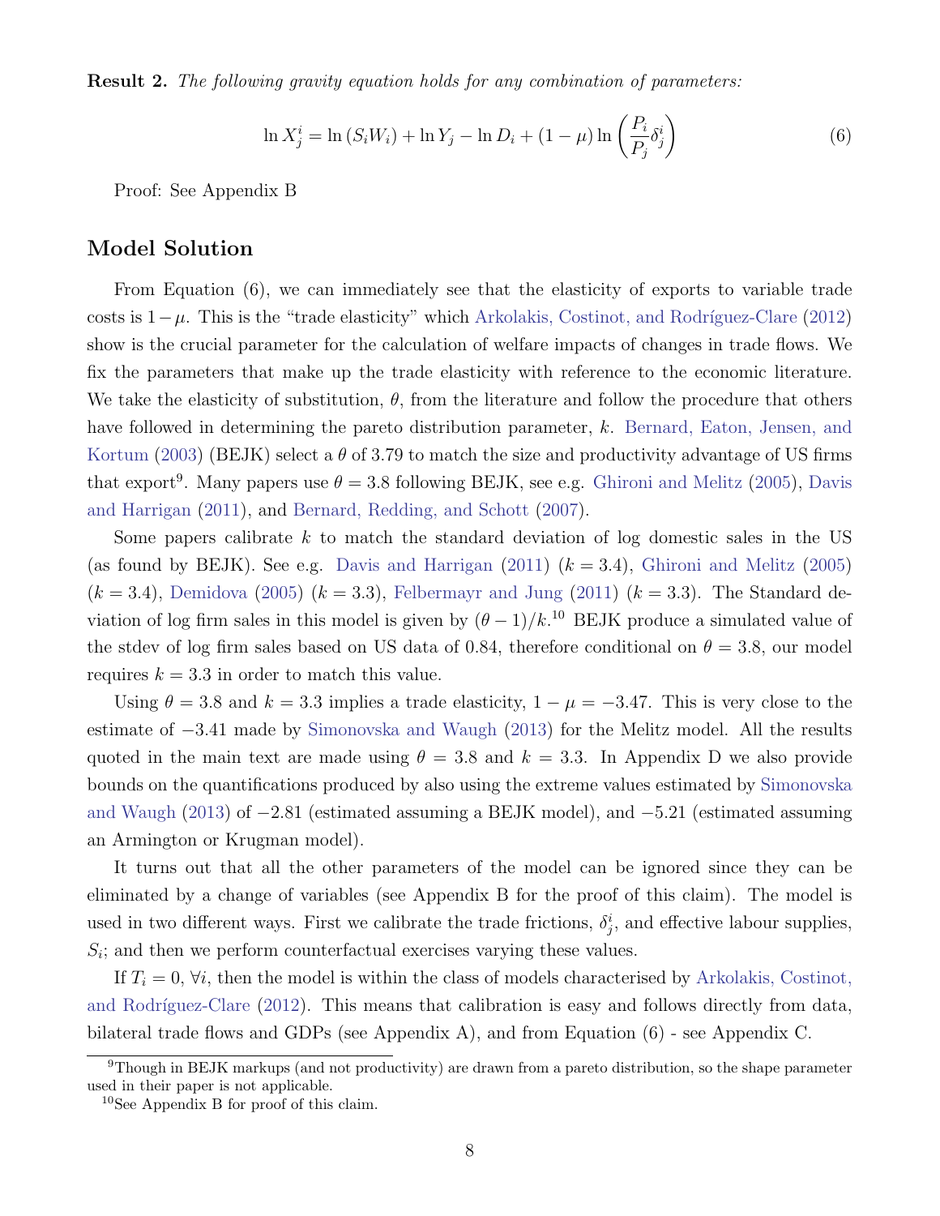**Result 2.** *The following gravity equation holds for any combination of parameters:*

$$\ln X_j^i = \ln(S_i W_i) + \ln Y_j - \ln D_i + (1-\mu)\ln\left(\frac{P_i}{P_j}\delta_j^i\right) \tag{6}$$

Proof: See Appendix B

## Model Solution

From Equation (6), we can immediately see that the elasticity of exports to variable trade costs is $1-\mu$. This is the "trade elasticity" which Arkolakis, Costinot, and Rodríguez-Clare (2012) show is the crucial parameter for the calculation of welfare impacts of changes in trade flows. We fix the parameters that make up the trade elasticity with reference to the economic literature. We take the elasticity of substitution, $\theta$, from the literature and follow the procedure that others have followed in determining the pareto distribution parameter, $k$. Bernard, Eaton, Jensen, and Kortum (2003) (BEJK) select a $\theta$ of 3.79 to match the size and productivity advantage of US firms that export[9]. Many papers use $\theta = 3.8$ following BEJK, see e.g. Ghironi and Melitz (2005), Davis and Harrigan (2011), and Bernard, Redding, and Schott (2007).

Some papers calibrate $k$ to match the standard deviation of log domestic sales in the US (as found by BEJK). See e.g. Davis and Harrigan (2011) ($k = 3.4$), Ghironi and Melitz (2005) ($k = 3.4$), Demidova (2005) ($k = 3.3$), Felbermayr and Jung (2011) ($k = 3.3$). The Standard deviation of log firm sales in this model is given by $(\theta - 1)/k$.[10] BEJK produce a simulated value of the stdev of log firm sales based on US data of 0.84, therefore conditional on $\theta = 3.8$, our model requires $k = 3.3$ in order to match this value.

Using $\theta = 3.8$ and $k = 3.3$ implies a trade elasticity, $1 - \mu = -3.47$. This is very close to the estimate of $-3.41$ made by Simonovska and Waugh (2013) for the Melitz model. All the results quoted in the main text are made using $\theta = 3.8$ and $k = 3.3$. In Appendix D we also provide bounds on the quantifications produced by also using the extreme values estimated by Simonovska and Waugh (2013) of $-2.81$ (estimated assuming a BEJK model), and $-5.21$ (estimated assuming an Armington or Krugman model).

It turns out that all the other parameters of the model can be ignored since they can be eliminated by a change of variables (see Appendix B for the proof of this claim). The model is used in two different ways. First we calibrate the trade frictions, $\delta_j^i$, and effective labour supplies, $S_i$; and then we perform counterfactual exercises varying these values.

If $T_i = 0$, $\forall i$, then the model is within the class of models characterised by Arkolakis, Costinot, and Rodríguez-Clare (2012). This means that calibration is easy and follows directly from data, bilateral trade flows and GDPs (see Appendix A), and from Equation (6) - see Appendix C.

[9] Though in BEJK markups (and not productivity) are drawn from a pareto distribution, so the shape parameter used in their paper is not applicable.

[10] See Appendix B for proof of this claim.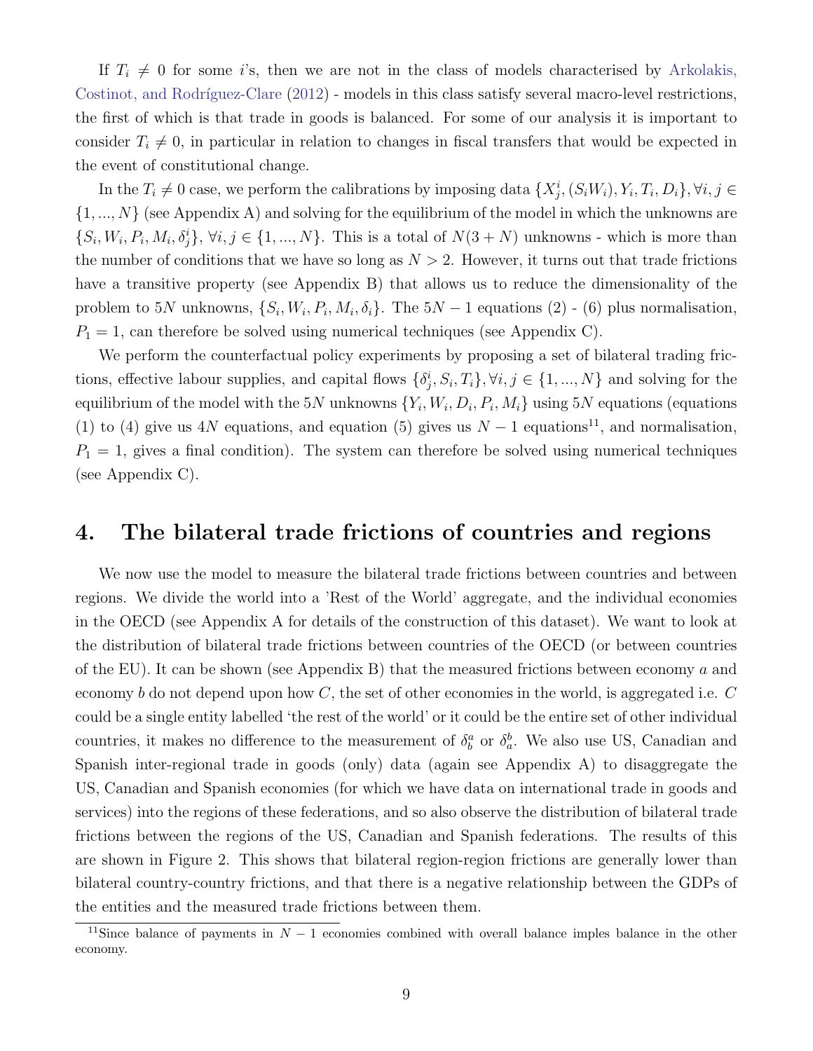If $T_i \neq 0$ for some $i$'s, then we are not in the class of models characterised by Arkolakis, Costinot, and Rodríguez-Clare (2012) - models in this class satisfy several macro-level restrictions, the first of which is that trade in goods is balanced. For some of our analysis it is important to consider $T_i \neq 0$, in particular in relation to changes in fiscal transfers that would be expected in the event of constitutional change.

In the $T_i \neq 0$ case, we perform the calibrations by imposing data $\{X_j^i, (S_i W_i), Y_i, T_i, D_i\}, \forall i, j \in \{1, ..., N\}$ (see Appendix A) and solving for the equilibrium of the model in which the unknowns are $\{S_i, W_i, P_i, M_i, \delta_j^i\}$, $\forall i, j \in \{1, ..., N\}$. This is a total of $N(3 + N)$ unknowns - which is more than the number of conditions that we have so long as $N > 2$. However, it turns out that trade frictions have a transitive property (see Appendix B) that allows us to reduce the dimensionality of the problem to $5N$ unknowns, $\{S_i, W_i, P_i, M_i, \delta_i\}$. The $5N - 1$ equations (2) - (6) plus normalisation, $P_1 = 1$, can therefore be solved using numerical techniques (see Appendix C).

We perform the counterfactual policy experiments by proposing a set of bilateral trading frictions, effective labour supplies, and capital flows $\{\delta_j^i, S_i, T_i\}, \forall i, j \in \{1, ..., N\}$ and solving for the equilibrium of the model with the $5N$ unknowns $\{Y_i, W_i, D_i, P_i, M_i\}$ using $5N$ equations (equations (1) to (4) give us $4N$ equations, and equation (5) gives us $N - 1$ equations[11], and normalisation, $P_1 = 1$, gives a final condition). The system can therefore be solved using numerical techniques (see Appendix C).

## 4. The bilateral trade frictions of countries and regions

We now use the model to measure the bilateral trade frictions between countries and between regions. We divide the world into a 'Rest of the World' aggregate, and the individual economies in the OECD (see Appendix A for details of the construction of this dataset). We want to look at the distribution of bilateral trade frictions between countries of the OECD (or between countries of the EU). It can be shown (see Appendix B) that the measured frictions between economy $a$ and economy $b$ do not depend upon how $C$, the set of other economies in the world, is aggregated i.e. $C$ could be a single entity labelled 'the rest of the world' or it could be the entire set of other individual countries, it makes no difference to the measurement of $\delta_b^a$ or $\delta_a^b$. We also use US, Canadian and Spanish inter-regional trade in goods (only) data (again see Appendix A) to disaggregate the US, Canadian and Spanish economies (for which we have data on international trade in goods and services) into the regions of these federations, and so also observe the distribution of bilateral trade frictions between the regions of the US, Canadian and Spanish federations. The results of this are shown in Figure 2. This shows that bilateral region-region frictions are generally lower than bilateral country-country frictions, and that there is a negative relationship between the GDPs of the entities and the measured trade frictions between them.

[11] Since balance of payments in $N - 1$ economies combined with overall balance imples balance in the other economy.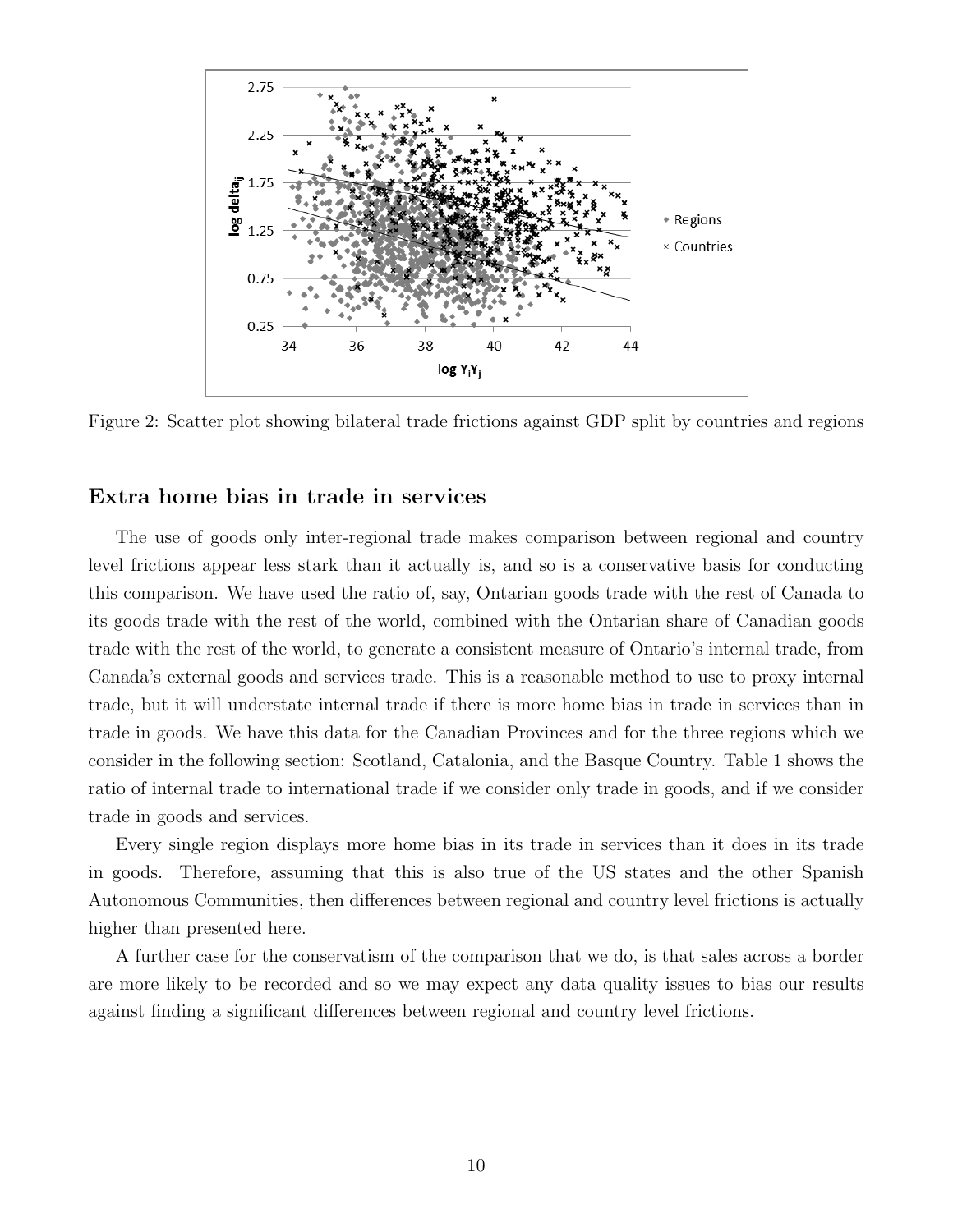Figure 2: Scatter plot showing bilateral trade frictions against GDP split by countries and regions

## Extra home bias in trade in services

The use of goods only inter-regional trade makes comparison between regional and country level frictions appear less stark than it actually is, and so is a conservative basis for conducting this comparison. We have used the ratio of, say, Ontarian goods trade with the rest of Canada to its goods trade with the rest of the world, combined with the Ontarian share of Canadian goods trade with the rest of the world, to generate a consistent measure of Ontario's internal trade, from Canada's external goods and services trade. This is a reasonable method to use to proxy internal trade, but it will understate internal trade if there is more home bias in trade in services than in trade in goods. We have this data for the Canadian Provinces and for the three regions which we consider in the following section: Scotland, Catalonia, and the Basque Country. Table 1 shows the ratio of internal trade to international trade if we consider only trade in goods, and if we consider trade in goods and services.

Every single region displays more home bias in its trade in services than it does in its trade in goods. Therefore, assuming that this is also true of the US states and the other Spanish Autonomous Communities, then differences between regional and country level frictions is actually higher than presented here.

A further case for the conservatism of the comparison that we do, is that sales across a border are more likely to be recorded and so we may expect any data quality issues to bias our results against finding a significant differences between regional and country level frictions.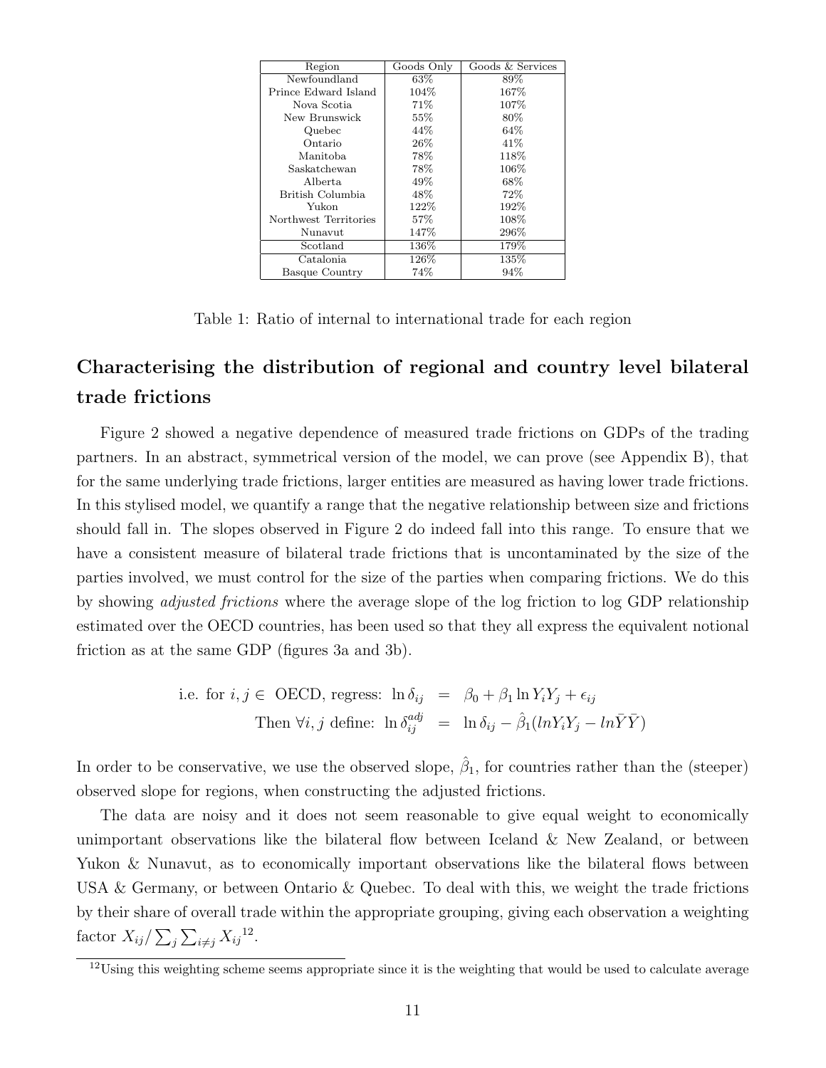| Region | Goods Only | Goods & Services |
|---|---|---|
| Newfoundland | 63% | 89% |
| Prince Edward Island | 104% | 167% |
| Nova Scotia | 71% | 107% |
| New Brunswick | 55% | 80% |
| Quebec | 44% | 64% |
| Ontario | 26% | 41% |
| Manitoba | 78% | 118% |
| Saskatchewan | 78% | 106% |
| Alberta | 49% | 68% |
| British Columbia | 48% | 72% |
| Yukon | 122% | 192% |
| Northwest Territories | 57% | 108% |
| Nunavut | 147% | 296% |
| Scotland | 136% | 179% |
| Catalonia | 126% | 135% |
| Basque Country | 74% | 94% |

Table 1: Ratio of internal to international trade for each region

## Characterising the distribution of regional and country level bilateral trade frictions

Figure 2 showed a negative dependence of measured trade frictions on GDPs of the trading partners. In an abstract, symmetrical version of the model, we can prove (see Appendix B), that for the same underlying trade frictions, larger entities are measured as having lower trade frictions. In this stylised model, we quantify a range that the negative relationship between size and frictions should fall in. The slopes observed in Figure 2 do indeed fall into this range. To ensure that we have a consistent measure of bilateral trade frictions that is uncontaminated by the size of the parties involved, we must control for the size of the parties when comparing frictions. We do this by showing *adjusted frictions* where the average slope of the log friction to log GDP relationship estimated over the OECD countries, has been used so that they all express the equivalent notional friction as at the same GDP (figures 3a and 3b).

$$\begin{aligned} \text{i.e. for } i,j \in \text{ OECD, regress: } \ln \delta_{ij} &= \beta_0 + \beta_1 \ln Y_i Y_j + \epsilon_{ij} \\ \text{Then } \forall i,j \text{ define: } \ln \delta_{ij}^{adj} &= \ln \delta_{ij} - \hat{\beta}_1 (ln Y_i Y_j - ln \bar{Y}\bar{Y}) \end{aligned}$$

In order to be conservative, we use the observed slope, $\hat{\beta}_1$, for countries rather than the (steeper) observed slope for regions, when constructing the adjusted frictions.

The data are noisy and it does not seem reasonable to give equal weight to economically unimportant observations like the bilateral flow between Iceland & New Zealand, or between Yukon & Nunavut, as to economically important observations like the bilateral flows between USA & Germany, or between Ontario & Quebec. To deal with this, we weight the trade frictions by their share of overall trade within the appropriate grouping, giving each observation a weighting factor $X_{ij}/\sum_j \sum_{i \neq j} X_{ij}$[12].

[12]Using this weighting scheme seems appropriate since it is the weighting that would be used to calculate average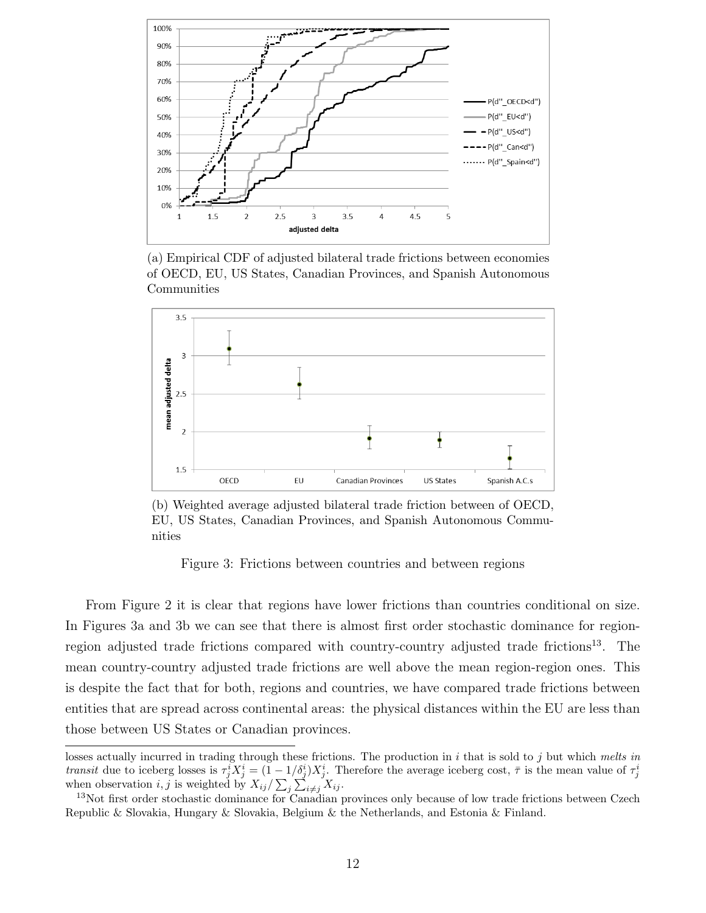(a) Empirical CDF of adjusted bilateral trade frictions between economies of OECD, EU, US States, Canadian Provinces, and Spanish Autonomous Communities

(b) Weighted average adjusted bilateral trade friction between of OECD, EU, US States, Canadian Provinces, and Spanish Autonomous Communities

Figure 3: Frictions between countries and between regions

From Figure 2 it is clear that regions have lower frictions than countries conditional on size. In Figures 3a and 3b we can see that there is almost first order stochastic dominance for region-region adjusted trade frictions compared with country-country adjusted trade frictions[13]. The mean country-country adjusted trade frictions are well above the mean region-region ones. This is despite the fact that for both, regions and countries, we have compared trade frictions between entities that are spread across continental areas: the physical distances within the EU are less than those between US States or Canadian provinces.

---

losses actually incurred in trading through these frictions. The production in $i$ that is sold to $j$ but which *melts in transit* due to iceberg losses is $\tau_j^i X_j^i = (1 - 1/\delta_j^i) X_j^i$. Therefore the average iceberg cost, $\bar{\tau}$ is the mean value of $\tau_j^i$ when observation $i, j$ is weighted by $X_{ij} / \sum_j \sum_{i \neq j} X_{ij}$.

[13]Not first order stochastic dominance for Canadian provinces only because of low trade frictions between Czech Republic & Slovakia, Hungary & Slovakia, Belgium & the Netherlands, and Estonia & Finland.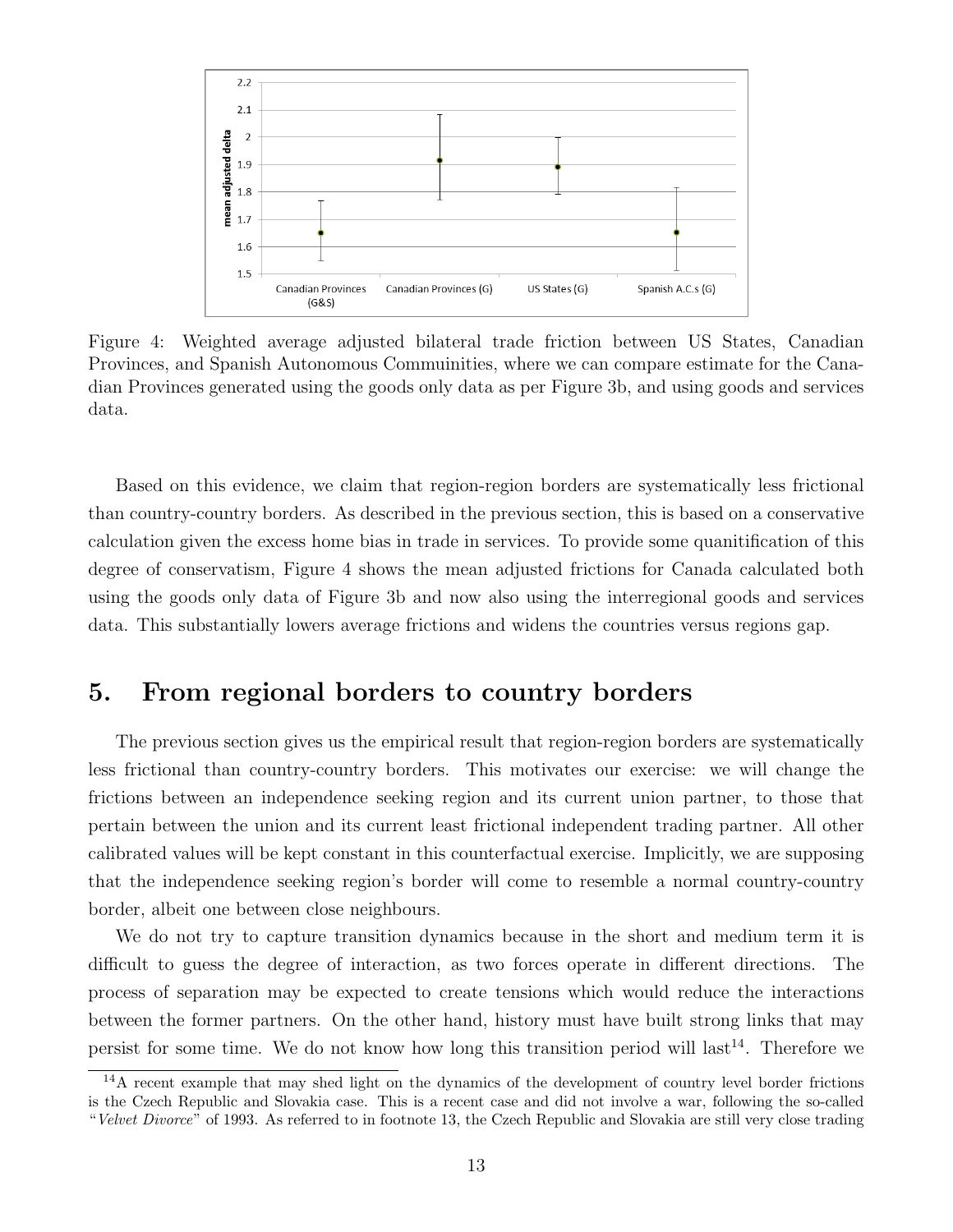Figure 4: Weighted average adjusted bilateral trade friction between US States, Canadian Provinces, and Spanish Autonomous Commuinities, where we can compare estimate for the Canadian Provinces generated using the goods only data as per Figure 3b, and using goods and services data.

Based on this evidence, we claim that region-region borders are systematically less frictional than country-country borders. As described in the previous section, this is based on a conservative calculation given the excess home bias in trade in services. To provide some quanitification of this degree of conservatism, Figure 4 shows the mean adjusted frictions for Canada calculated both using the goods only data of Figure 3b and now also using the interregional goods and services data. This substantially lowers average frictions and widens the countries versus regions gap.

## 5. From regional borders to country borders

The previous section gives us the empirical result that region-region borders are systematically less frictional than country-country borders. This motivates our exercise: we will change the frictions between an independence seeking region and its current union partner, to those that pertain between the union and its current least frictional independent trading partner. All other calibrated values will be kept constant in this counterfactual exercise. Implicitly, we are supposing that the independence seeking region's border will come to resemble a normal country-country border, albeit one between close neighbours.

We do not try to capture transition dynamics because in the short and medium term it is difficult to guess the degree of interaction, as two forces operate in different directions. The process of separation may be expected to create tensions which would reduce the interactions between the former partners. On the other hand, history must have built strong links that may persist for some time. We do not know how long this transition period will last[14]. Therefore we

[14] A recent example that may shed light on the dynamics of the development of country level border frictions is the Czech Republic and Slovakia case. This is a recent case and did not involve a war, following the so-called "*Velvet Divorce*" of 1993. As referred to in footnote 13, the Czech Republic and Slovakia are still very close trading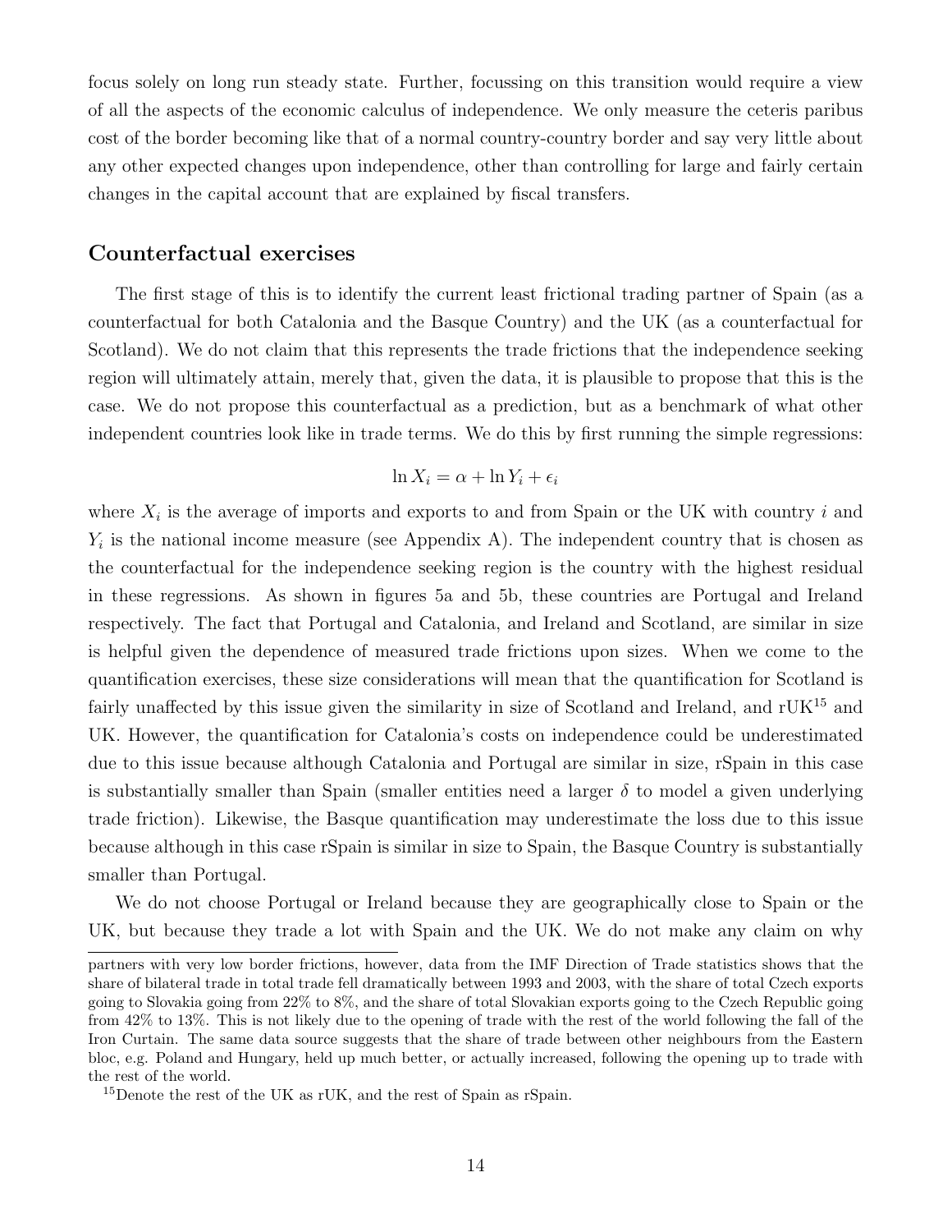focus solely on long run steady state. Further, focussing on this transition would require a view of all the aspects of the economic calculus of independence. We only measure the ceteris paribus cost of the border becoming like that of a normal country-country border and say very little about any other expected changes upon independence, other than controlling for large and fairly certain changes in the capital account that are explained by fiscal transfers.

## Counterfactual exercises

The first stage of this is to identify the current least frictional trading partner of Spain (as a counterfactual for both Catalonia and the Basque Country) and the UK (as a counterfactual for Scotland). We do not claim that this represents the trade frictions that the independence seeking region will ultimately attain, merely that, given the data, it is plausible to propose that this is the case. We do not propose this counterfactual as a prediction, but as a benchmark of what other independent countries look like in trade terms. We do this by first running the simple regressions:

$$\ln X_i = \alpha + \ln Y_i + \epsilon_i$$

where $X_i$ is the average of imports and exports to and from Spain or the UK with country $i$ and $Y_i$ is the national income measure (see Appendix A). The independent country that is chosen as the counterfactual for the independence seeking region is the country with the highest residual in these regressions. As shown in figures 5a and 5b, these countries are Portugal and Ireland respectively. The fact that Portugal and Catalonia, and Ireland and Scotland, are similar in size is helpful given the dependence of measured trade frictions upon sizes. When we come to the quantification exercises, these size considerations will mean that the quantification for Scotland is fairly unaffected by this issue given the similarity in size of Scotland and Ireland, and rUK[15] and UK. However, the quantification for Catalonia's costs on independence could be underestimated due to this issue because although Catalonia and Portugal are similar in size, rSpain in this case is substantially smaller than Spain (smaller entities need a larger $\delta$ to model a given underlying trade friction). Likewise, the Basque quantification may underestimate the loss due to this issue because although in this case rSpain is similar in size to Spain, the Basque Country is substantially smaller than Portugal.

We do not choose Portugal or Ireland because they are geographically close to Spain or the UK, but because they trade a lot with Spain and the UK. We do not make any claim on why

partners with very low border frictions, however, data from the IMF Direction of Trade statistics shows that the share of bilateral trade in total trade fell dramatically between 1993 and 2003, with the share of total Czech exports going to Slovakia going from 22% to 8%, and the share of total Slovakian exports going to the Czech Republic going from 42% to 13%. This is not likely due to the opening of trade with the rest of the world following the fall of the Iron Curtain. The same data source suggests that the share of trade between other neighbours from the Eastern bloc, e.g. Poland and Hungary, held up much better, or actually increased, following the opening up to trade with the rest of the world.

[15] Denote the rest of the UK as rUK, and the rest of Spain as rSpain.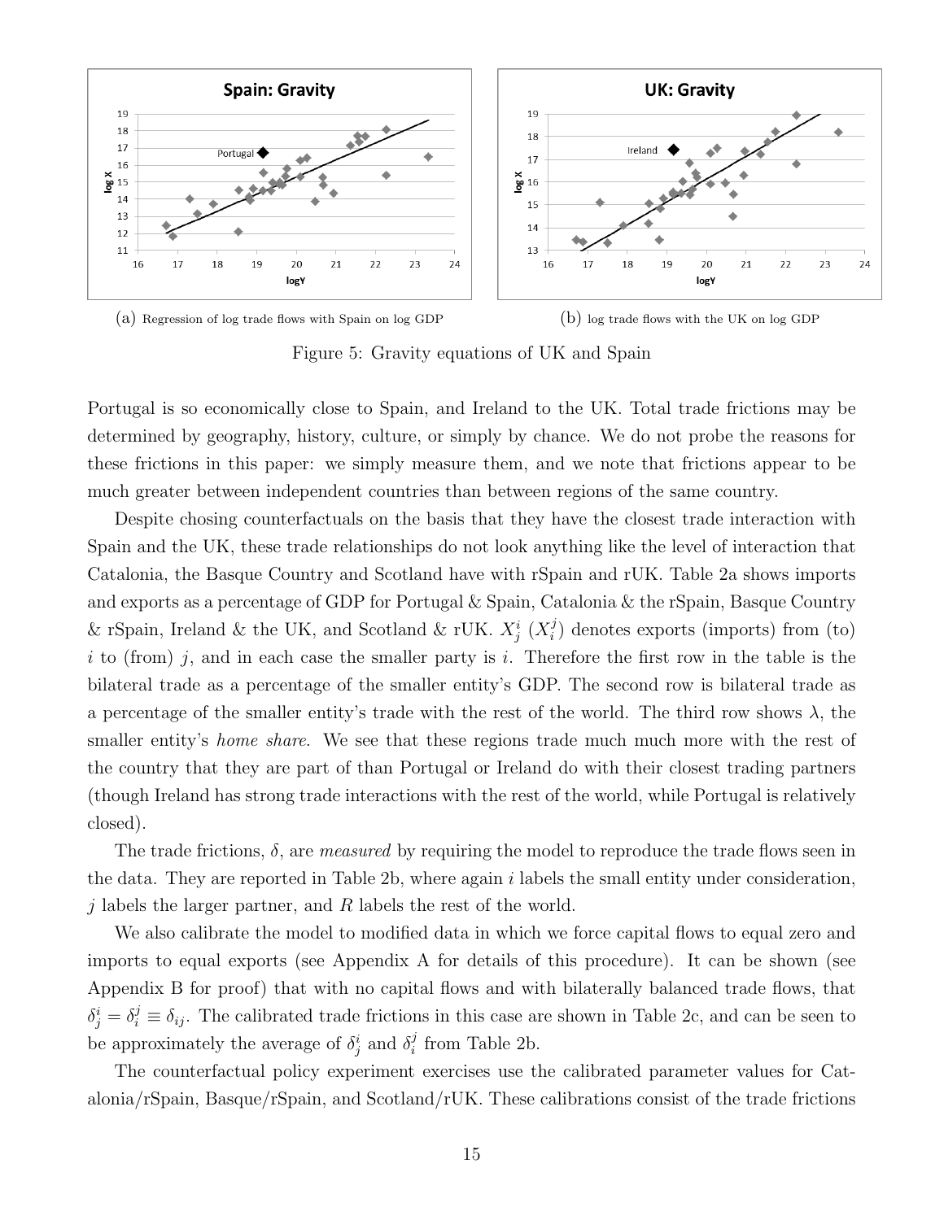(a) Regression of log trade flows with Spain on log GDP

(b) log trade flows with the UK on log GDP

Figure 5: Gravity equations of UK and Spain

Portugal is so economically close to Spain, and Ireland to the UK. Total trade frictions may be determined by geography, history, culture, or simply by chance. We do not probe the reasons for these frictions in this paper: we simply measure them, and we note that frictions appear to be much greater between independent countries than between regions of the same country.

Despite chosing counterfactuals on the basis that they have the closest trade interaction with Spain and the UK, these trade relationships do not look anything like the level of interaction that Catalonia, the Basque Country and Scotland have with rSpain and rUK. Table 2a shows imports and exports as a percentage of GDP for Portugal & Spain, Catalonia & the rSpain, Basque Country & rSpain, Ireland & the UK, and Scotland & rUK. $X_j^i$ ($X_i^j$) denotes exports (imports) from (to) $i$ to (from) $j$, and in each case the smaller party is $i$. Therefore the first row in the table is the bilateral trade as a percentage of the smaller entity's GDP. The second row is bilateral trade as a percentage of the smaller entity's trade with the rest of the world. The third row shows $\lambda$, the smaller entity's *home share*. We see that these regions trade much much more with the rest of the country that they are part of than Portugal or Ireland do with their closest trading partners (though Ireland has strong trade interactions with the rest of the world, while Portugal is relatively closed).

The trade frictions, $\delta$, are *measured* by requiring the model to reproduce the trade flows seen in the data. They are reported in Table 2b, where again $i$ labels the small entity under consideration, $j$ labels the larger partner, and $R$ labels the rest of the world.

We also calibrate the model to modified data in which we force capital flows to equal zero and imports to equal exports (see Appendix A for details of this procedure). It can be shown (see Appendix B for proof) that with no capital flows and with bilaterally balanced trade flows, that $\delta_j^i = \delta_i^j \equiv \delta_{ij}$. The calibrated trade frictions in this case are shown in Table 2c, and can be seen to be approximately the average of $\delta_j^i$ and $\delta_i^j$ from Table 2b.

The counterfactual policy experiment exercises use the calibrated parameter values for Catalonia/rSpain, Basque/rSpain, and Scotland/rUK. These calibrations consist of the trade frictions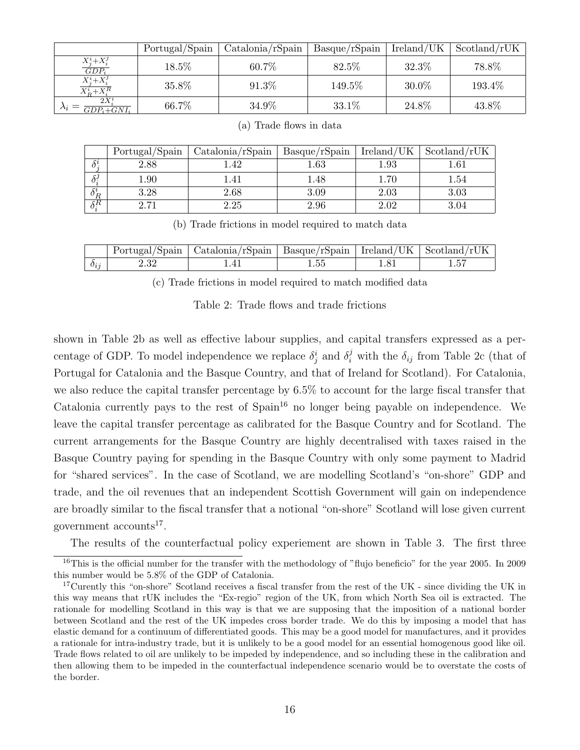|  | Portugal/Spain | Catalonia/rSpain | Basque/rSpain | Ireland/UK | Scotland/rUK |
|---|---|---|---|---|---|
| $\frac{X_j^i + X_i^j}{GDP_i}$ | 18.5% | 60.7% | 82.5% | 32.3% | 78.8% |
| $\frac{X_j^i + X_i^j}{X_R^i + X_i^R}$ | 35.8% | 91.3% | 149.5% | 30.0% | 193.4% |
| $\lambda_i = \frac{2X_i^i}{GDP_i + GNI_i}$ | 66.7% | 34.9% | 33.1% | 24.8% | 43.8% |

(a) Trade flows in data

|  | Portugal/Spain | Catalonia/rSpain | Basque/rSpain | Ireland/UK | Scotland/rUK |
|---|---|---|---|---|---|
| $\delta_j^i$ | 2.88 | 1.42 | 1.63 | 1.93 | 1.61 |
| $\delta_i^j$ | 1.90 | 1.41 | 1.48 | 1.70 | 1.54 |
| $\delta_R^i$ | 3.28 | 2.68 | 3.09 | 2.03 | 3.03 |
| $\delta_i^R$ | 2.71 | 2.25 | 2.96 | 2.02 | 3.04 |

(b) Trade frictions in model required to match data

|  | Portugal/Spain | Catalonia/rSpain | Basque/rSpain | Ireland/UK | Scotland/rUK |
|---|---|---|---|---|---|
| $\delta_{ij}$ | 2.32 | 1.41 | 1.55 | 1.81 | 1.57 |

(c) Trade frictions in model required to match modified data

Table 2: Trade flows and trade frictions

shown in Table 2b as well as effective labour supplies, and capital transfers expressed as a percentage of GDP. To model independence we replace $\delta_j^i$ and $\delta_i^j$ with the $\delta_{ij}$ from Table 2c (that of Portugal for Catalonia and the Basque Country, and that of Ireland for Scotland). For Catalonia, we also reduce the capital transfer percentage by 6.5% to account for the large fiscal transfer that Catalonia currently pays to the rest of Spain[16] no longer being payable on independence. We leave the capital transfer percentage as calibrated for the Basque Country and for Scotland. The current arrangements for the Basque Country are highly decentralised with taxes raised in the Basque Country paying for spending in the Basque Country with only some payment to Madrid for "shared services". In the case of Scotland, we are modelling Scotland's "on-shore" GDP and trade, and the oil revenues that an independent Scottish Government will gain on independence are broadly similar to the fiscal transfer that a notional "on-shore" Scotland will lose given current government accounts[17].

The results of the counterfactual policy experiement are shown in Table 3. The first three

[16]This is the official number for the transfer with the methodology of "flujo beneficio" for the year 2005. In 2009 this number would be 5.8% of the GDP of Catalonia.

[17]Curently this "on-shore" Scotland receives a fiscal transfer from the rest of the UK - since dividing the UK in this way means that rUK includes the "Ex-regio" region of the UK, from which North Sea oil is extracted. The rationale for modelling Scotland in this way is that we are supposing that the imposition of a national border between Scotland and the rest of the UK impedes cross border trade. We do this by imposing a model that has elastic demand for a continuum of differentiated goods. This may be a good model for manufactures, and it provides a rationale for intra-industry trade, but it is unlikely to be a good model for an essential homogenous good like oil. Trade flows related to oil are unlikely to be impeded by independence, and so including these in the calibration and then allowing them to be impeded in the counterfactual independence scenario would be to overstate the costs of the border.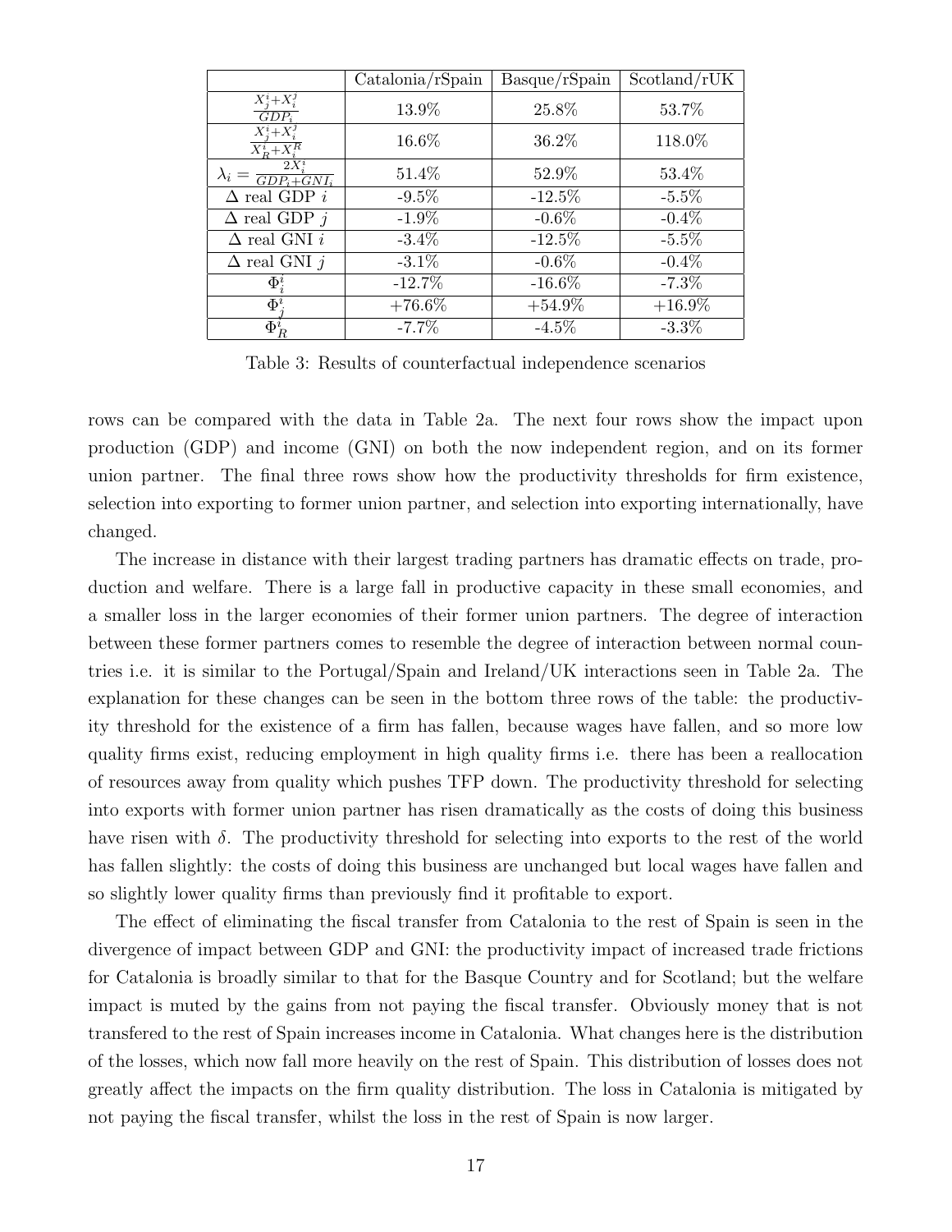|  | Catalonia/rSpain | Basque/rSpain | Scotland/rUK |
| --- | --- | --- | --- |
| $\frac{X_j^i+X_i^j}{GDP_i}$ | 13.9% | 25.8% | 53.7% |
| $\frac{X_j^i+X_i^j}{X_R^i+X_i^R}$ | 16.6% | 36.2% | 118.0% |
| $\lambda_i = \frac{2X_i^i}{GDP_i+GNI_i}$ | 51.4% | 52.9% | 53.4% |
| $\Delta$ real GDP $i$ | -9.5% | -12.5% | -5.5% |
| $\Delta$ real GDP $j$ | -1.9% | -0.6% | -0.4% |
| $\Delta$ real GNI $i$ | -3.4% | -12.5% | -5.5% |
| $\Delta$ real GNI $j$ | -3.1% | -0.6% | -0.4% |
| $\Phi_i^i$ | -12.7% | -16.6% | -7.3% |
| $\Phi_j^i$ | +76.6% | +54.9% | +16.9% |
| $\Phi_R^i$ | -7.7% | -4.5% | -3.3% |

Table 3: Results of counterfactual independence scenarios

rows can be compared with the data in Table 2a. The next four rows show the impact upon production (GDP) and income (GNI) on both the now independent region, and on its former union partner. The final three rows show how the productivity thresholds for firm existence, selection into exporting to former union partner, and selection into exporting internationally, have changed.

The increase in distance with their largest trading partners has dramatic effects on trade, production and welfare. There is a large fall in productive capacity in these small economies, and a smaller loss in the larger economies of their former union partners. The degree of interaction between these former partners comes to resemble the degree of interaction between normal countries i.e. it is similar to the Portugal/Spain and Ireland/UK interactions seen in Table 2a. The explanation for these changes can be seen in the bottom three rows of the table: the productivity threshold for the existence of a firm has fallen, because wages have fallen, and so more low quality firms exist, reducing employment in high quality firms i.e. there has been a reallocation of resources away from quality which pushes TFP down. The productivity threshold for selecting into exports with former union partner has risen dramatically as the costs of doing this business have risen with $\delta$. The productivity threshold for selecting into exports to the rest of the world has fallen slightly: the costs of doing this business are unchanged but local wages have fallen and so slightly lower quality firms than previously find it profitable to export.

The effect of eliminating the fiscal transfer from Catalonia to the rest of Spain is seen in the divergence of impact between GDP and GNI: the productivity impact of increased trade frictions for Catalonia is broadly similar to that for the Basque Country and for Scotland; but the welfare impact is muted by the gains from not paying the fiscal transfer. Obviously money that is not transfered to the rest of Spain increases income in Catalonia. What changes here is the distribution of the losses, which now fall more heavily on the rest of Spain. This distribution of losses does not greatly affect the impacts on the firm quality distribution. The loss in Catalonia is mitigated by not paying the fiscal transfer, whilst the loss in the rest of Spain is now larger.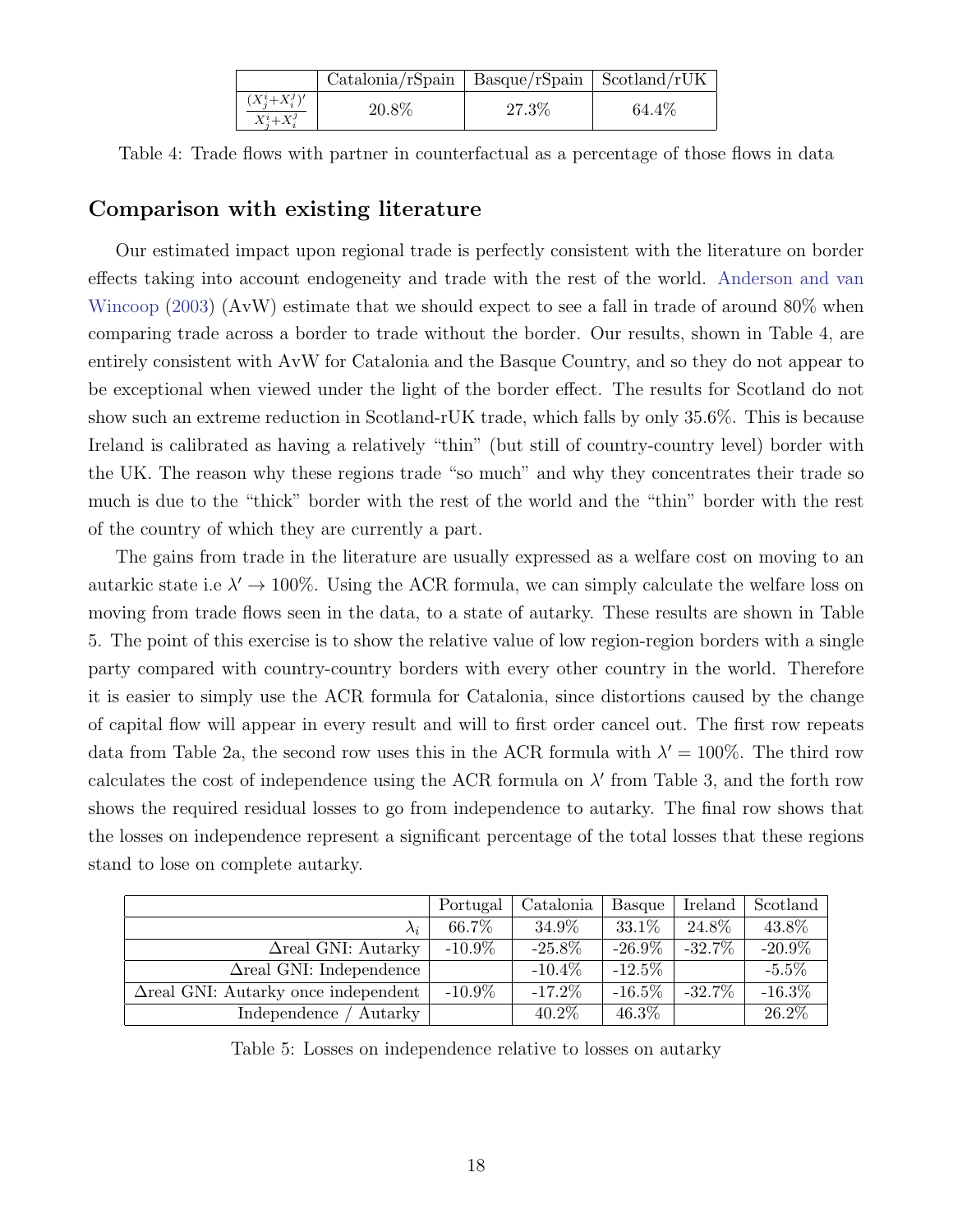| | Catalonia/rSpain | Basque/rSpain | Scotland/rUK |
|---|---|---|---|
| $\frac{(X_j^i+X_i^j)'}{X_j^i+X_i^j}$ | 20.8% | 27.3% | 64.4% |

Table 4: Trade flows with partner in counterfactual as a percentage of those flows in data

### Comparison with existing literature

Our estimated impact upon regional trade is perfectly consistent with the literature on border effects taking into account endogeneity and trade with the rest of the world. Anderson and van Wincoop (2003) (AvW) estimate that we should expect to see a fall in trade of around 80% when comparing trade across a border to trade without the border. Our results, shown in Table 4, are entirely consistent with AvW for Catalonia and the Basque Country, and so they do not appear to be exceptional when viewed under the light of the border effect. The results for Scotland do not show such an extreme reduction in Scotland-rUK trade, which falls by only 35.6%. This is because Ireland is calibrated as having a relatively "thin" (but still of country-country level) border with the UK. The reason why these regions trade "so much" and why they concentrates their trade so much is due to the "thick" border with the rest of the world and the "thin" border with the rest of the country of which they are currently a part.

The gains from trade in the literature are usually expressed as a welfare cost on moving to an autarkic state i.e $\lambda' \to 100\%$. Using the ACR formula, we can simply calculate the welfare loss on moving from trade flows seen in the data, to a state of autarky. These results are shown in Table 5. The point of this exercise is to show the relative value of low region-region borders with a single party compared with country-country borders with every other country in the world. Therefore it is easier to simply use the ACR formula for Catalonia, since distortions caused by the change of capital flow will appear in every result and will to first order cancel out. The first row repeats data from Table 2a, the second row uses this in the ACR formula with $\lambda' = 100\%$. The third row calculates the cost of independence using the ACR formula on $\lambda'$ from Table 3, and the forth row shows the required residual losses to go from independence to autarky. The final row shows that the losses on independence represent a significant percentage of the total losses that these regions stand to lose on complete autarky.

| | Portugal | Catalonia | Basque | Ireland | Scotland |
|---|---|---|---|---|---|
| $\lambda_i$ | 66.7% | 34.9% | 33.1% | 24.8% | 43.8% |
| $\Delta$real GNI: Autarky | -10.9% | -25.8% | -26.9% | -32.7% | -20.9% |
| $\Delta$real GNI: Independence | | -10.4% | -12.5% | | -5.5% |
| $\Delta$real GNI: Autarky once independent | -10.9% | -17.2% | -16.5% | -32.7% | -16.3% |
| Independence / Autarky | | 40.2% | 46.3% | | 26.2% |

Table 5: Losses on independence relative to losses on autarky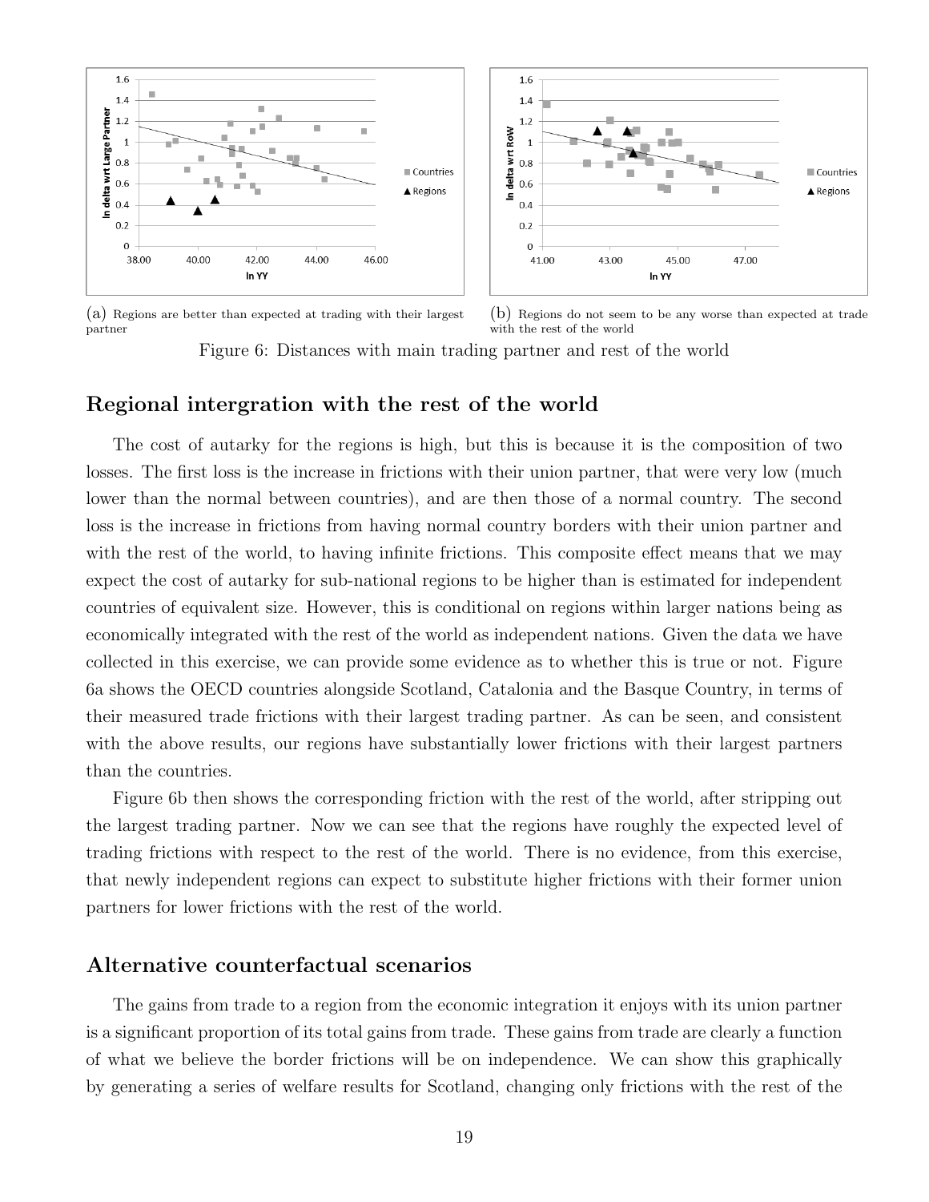(a) Regions are better than expected at trading with their largest partner

(b) Regions do not seem to be any worse than expected at trade with the rest of the world

Figure 6: Distances with main trading partner and rest of the world

## Regional intergration with the rest of the world

The cost of autarky for the regions is high, but this is because it is the composition of two losses. The first loss is the increase in frictions with their union partner, that were very low (much lower than the normal between countries), and are then those of a normal country. The second loss is the increase in frictions from having normal country borders with their union partner and with the rest of the world, to having infinite frictions. This composite effect means that we may expect the cost of autarky for sub-national regions to be higher than is estimated for independent countries of equivalent size. However, this is conditional on regions within larger nations being as economically integrated with the rest of the world as independent nations. Given the data we have collected in this exercise, we can provide some evidence as to whether this is true or not. Figure 6a shows the OECD countries alongside Scotland, Catalonia and the Basque Country, in terms of their measured trade frictions with their largest trading partner. As can be seen, and consistent with the above results, our regions have substantially lower frictions with their largest partners than the countries.

Figure 6b then shows the corresponding friction with the rest of the world, after stripping out the largest trading partner. Now we can see that the regions have roughly the expected level of trading frictions with respect to the rest of the world. There is no evidence, from this exercise, that newly independent regions can expect to substitute higher frictions with their former union partners for lower frictions with the rest of the world.

## Alternative counterfactual scenarios

The gains from trade to a region from the economic integration it enjoys with its union partner is a significant proportion of its total gains from trade. These gains from trade are clearly a function of what we believe the border frictions will be on independence. We can show this graphically by generating a series of welfare results for Scotland, changing only frictions with the rest of the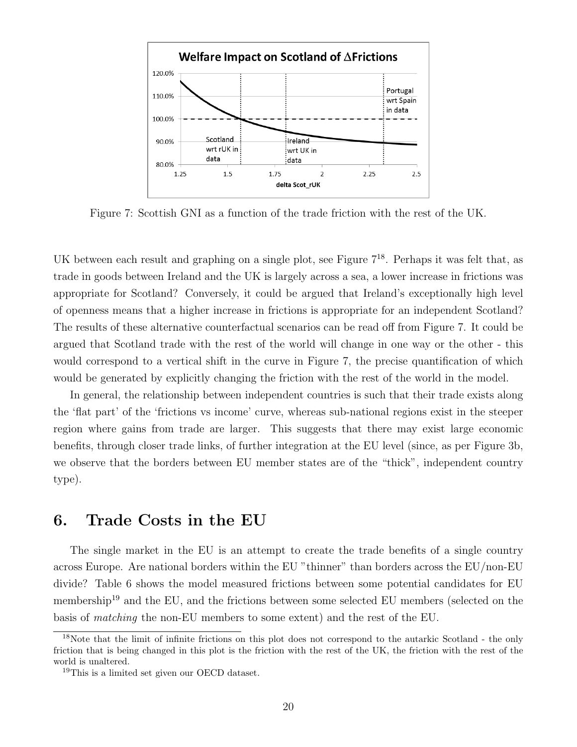Figure 7: Scottish GNI as a function of the trade friction with the rest of the UK.

UK between each result and graphing on a single plot, see Figure 7[18]. Perhaps it was felt that, as trade in goods between Ireland and the UK is largely across a sea, a lower increase in frictions was appropriate for Scotland? Conversely, it could be argued that Ireland's exceptionally high level of openness means that a higher increase in frictions is appropriate for an independent Scotland? The results of these alternative counterfactual scenarios can be read off from Figure 7. It could be argued that Scotland trade with the rest of the world will change in one way or the other - this would correspond to a vertical shift in the curve in Figure 7, the precise quantification of which would be generated by explicitly changing the friction with the rest of the world in the model.

In general, the relationship between independent countries is such that their trade exists along the 'flat part' of the 'frictions vs income' curve, whereas sub-national regions exist in the steeper region where gains from trade are larger. This suggests that there may exist large economic benefits, through closer trade links, of further integration at the EU level (since, as per Figure 3b, we observe that the borders between EU member states are of the "thick", independent country type).

## 6. Trade Costs in the EU

The single market in the EU is an attempt to create the trade benefits of a single country across Europe. Are national borders within the EU "thinner" than borders across the EU/non-EU divide? Table 6 shows the model measured frictions between some potential candidates for EU membership[19] and the EU, and the frictions between some selected EU members (selected on the basis of *matching* the non-EU members to some extent) and the rest of the EU.

[18] Note that the limit of infinite frictions on this plot does not correspond to the autarkic Scotland - the only friction that is being changed in this plot is the friction with the rest of the UK, the friction with the rest of the world is unaltered.

[19] This is a limited set given our OECD dataset.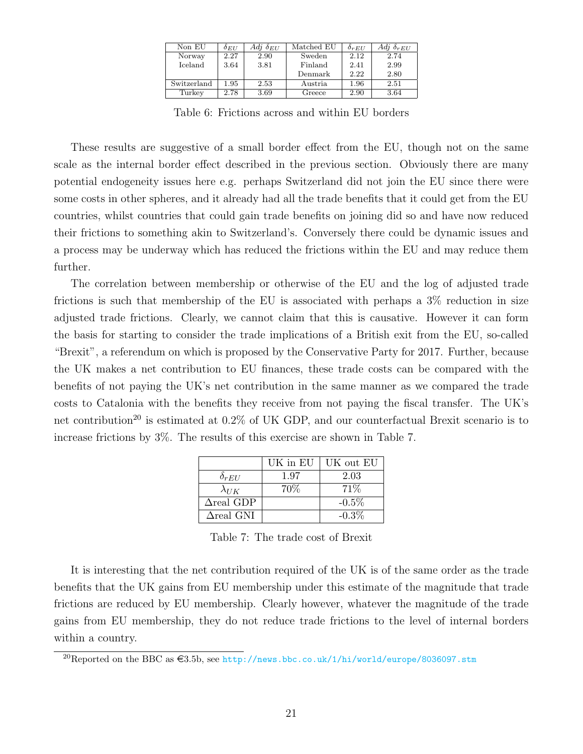| Non EU | $\delta_{EU}$ | *Adj* $\delta_{EU}$ | Matched EU | $\delta_{rEU}$ | *Adj* $\delta_{rEU}$ |
|---|---|---|---|---|---|
| Norway | 2.27 | 2.90 | Sweden | 2.12 | 2.74 |
| Iceland | 3.64 | 3.81 | Finland | 2.41 | 2.99 |
| | | | Denmark | 2.22 | 2.80 |
| Switzerland | 1.95 | 2.53 | Austria | 1.96 | 2.51 |
| Turkey | 2.78 | 3.69 | Greece | 2.90 | 3.64 |

Table 6: Frictions across and within EU borders

These results are suggestive of a small border effect from the EU, though not on the same scale as the internal border effect described in the previous section. Obviously there are many potential endogeneity issues here e.g. perhaps Switzerland did not join the EU since there were some costs in other spheres, and it already had all the trade benefits that it could get from the EU countries, whilst countries that could gain trade benefits on joining did so and have now reduced their frictions to something akin to Switzerland's. Conversely there could be dynamic issues and a process may be underway which has reduced the frictions within the EU and may reduce them further.

The correlation between membership or otherwise of the EU and the log of adjusted trade frictions is such that membership of the EU is associated with perhaps a 3% reduction in size adjusted trade frictions. Clearly, we cannot claim that this is causative. However it can form the basis for starting to consider the trade implications of a British exit from the EU, so-called "Brexit", a referendum on which is proposed by the Conservative Party for 2017. Further, because the UK makes a net contribution to EU finances, these trade costs can be compared with the benefits of not paying the UK's net contribution in the same manner as we compared the trade costs to Catalonia with the benefits they receive from not paying the fiscal transfer. The UK's net contribution[20] is estimated at 0.2% of UK GDP, and our counterfactual Brexit scenario is to increase frictions by 3%. The results of this exercise are shown in Table 7.

| | UK in EU | UK out EU |
|---|---|---|
| $\delta_{rEU}$ | 1.97 | 2.03 |
| $\lambda_{UK}$ | 70% | 71% |
| $\Delta$real GDP | | -0.5% |
| $\Delta$real GNI | | -0.3% |

Table 7: The trade cost of Brexit

It is interesting that the net contribution required of the UK is of the same order as the trade benefits that the UK gains from EU membership under this estimate of the magnitude that trade frictions are reduced by EU membership. Clearly however, whatever the magnitude of the trade gains from EU membership, they do not reduce trade frictions to the level of internal borders within a country.

[20]Reported on the BBC as €3.5b, see http://news.bbc.co.uk/1/hi/world/europe/8036097.stm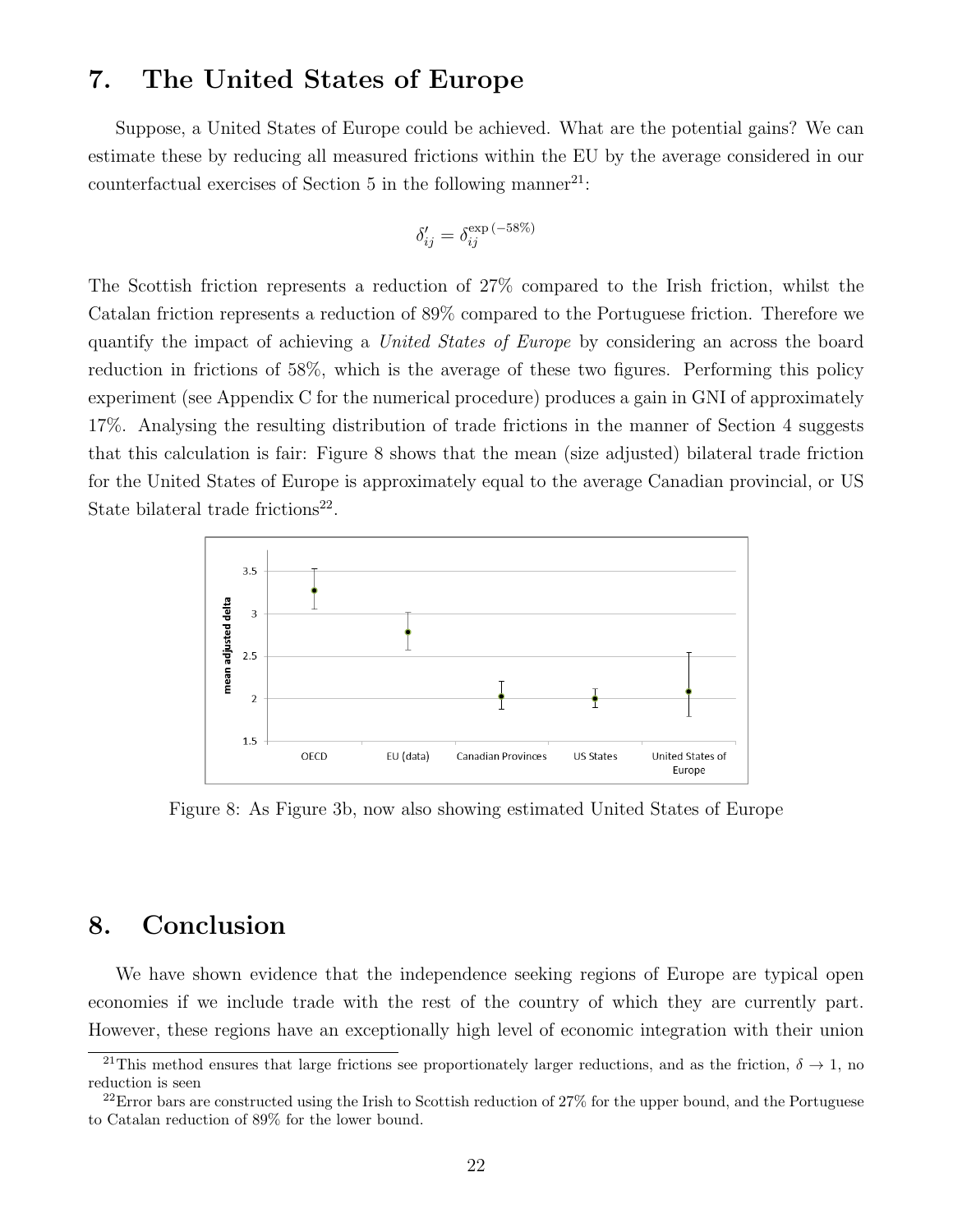## 7. The United States of Europe

Suppose, a United States of Europe could be achieved. What are the potential gains? We can estimate these by reducing all measured frictions within the EU by the average considered in our counterfactual exercises of Section 5 in the following manner[21]:

$$\delta'_{ij} = \delta_{ij}^{\exp(-58\%)}$$

The Scottish friction represents a reduction of 27% compared to the Irish friction, whilst the Catalan friction represents a reduction of 89% compared to the Portuguese friction. Therefore we quantify the impact of achieving a *United States of Europe* by considering an across the board reduction in frictions of 58%, which is the average of these two figures. Performing this policy experiment (see Appendix C for the numerical procedure) produces a gain in GNI of approximately 17%. Analysing the resulting distribution of trade frictions in the manner of Section 4 suggests that this calculation is fair: Figure 8 shows that the mean (size adjusted) bilateral trade friction for the United States of Europe is approximately equal to the average Canadian provincial, or US State bilateral trade frictions[22].

Figure 8: As Figure 3b, now also showing estimated United States of Europe

## 8. Conclusion

We have shown evidence that the independence seeking regions of Europe are typical open economies if we include trade with the rest of the country of which they are currently part. However, these regions have an exceptionally high level of economic integration with their union

[21] This method ensures that large frictions see proportionately larger reductions, and as the friction, $\delta \to 1$, no reduction is seen

[22] Error bars are constructed using the Irish to Scottish reduction of 27% for the upper bound, and the Portuguese to Catalan reduction of 89% for the lower bound.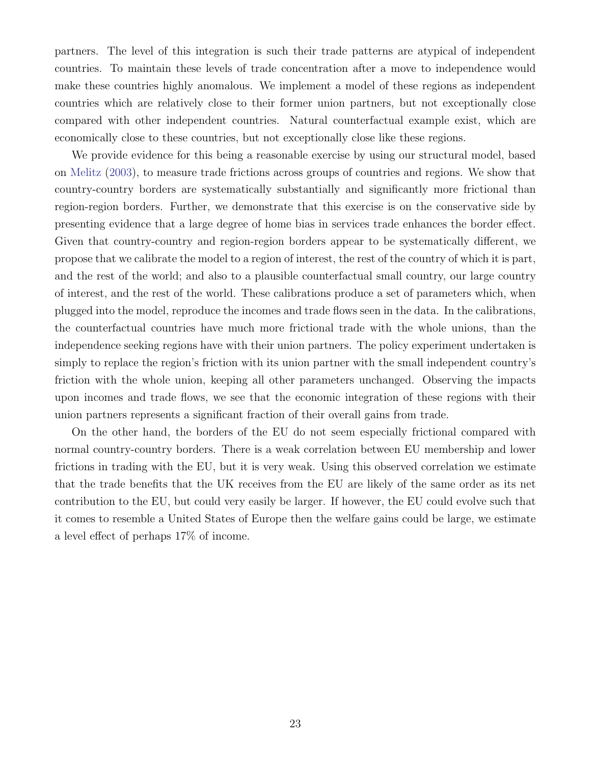partners. The level of this integration is such their trade patterns are atypical of independent countries. To maintain these levels of trade concentration after a move to independence would make these countries highly anomalous. We implement a model of these regions as independent countries which are relatively close to their former union partners, but not exceptionally close compared with other independent countries. Natural counterfactual example exist, which are economically close to these countries, but not exceptionally close like these regions.

We provide evidence for this being a reasonable exercise by using our structural model, based on Melitz (2003), to measure trade frictions across groups of countries and regions. We show that country-country borders are systematically substantially and significantly more frictional than region-region borders. Further, we demonstrate that this exercise is on the conservative side by presenting evidence that a large degree of home bias in services trade enhances the border effect. Given that country-country and region-region borders appear to be systematically different, we propose that we calibrate the model to a region of interest, the rest of the country of which it is part, and the rest of the world; and also to a plausible counterfactual small country, our large country of interest, and the rest of the world. These calibrations produce a set of parameters which, when plugged into the model, reproduce the incomes and trade flows seen in the data. In the calibrations, the counterfactual countries have much more frictional trade with the whole unions, than the independence seeking regions have with their union partners. The policy experiment undertaken is simply to replace the region's friction with its union partner with the small independent country's friction with the whole union, keeping all other parameters unchanged. Observing the impacts upon incomes and trade flows, we see that the economic integration of these regions with their union partners represents a significant fraction of their overall gains from trade.

On the other hand, the borders of the EU do not seem especially frictional compared with normal country-country borders. There is a weak correlation between EU membership and lower frictions in trading with the EU, but it is very weak. Using this observed correlation we estimate that the trade benefits that the UK receives from the EU are likely of the same order as its net contribution to the EU, but could very easily be larger. If however, the EU could evolve such that it comes to resemble a United States of Europe then the welfare gains could be large, we estimate a level effect of perhaps 17% of income.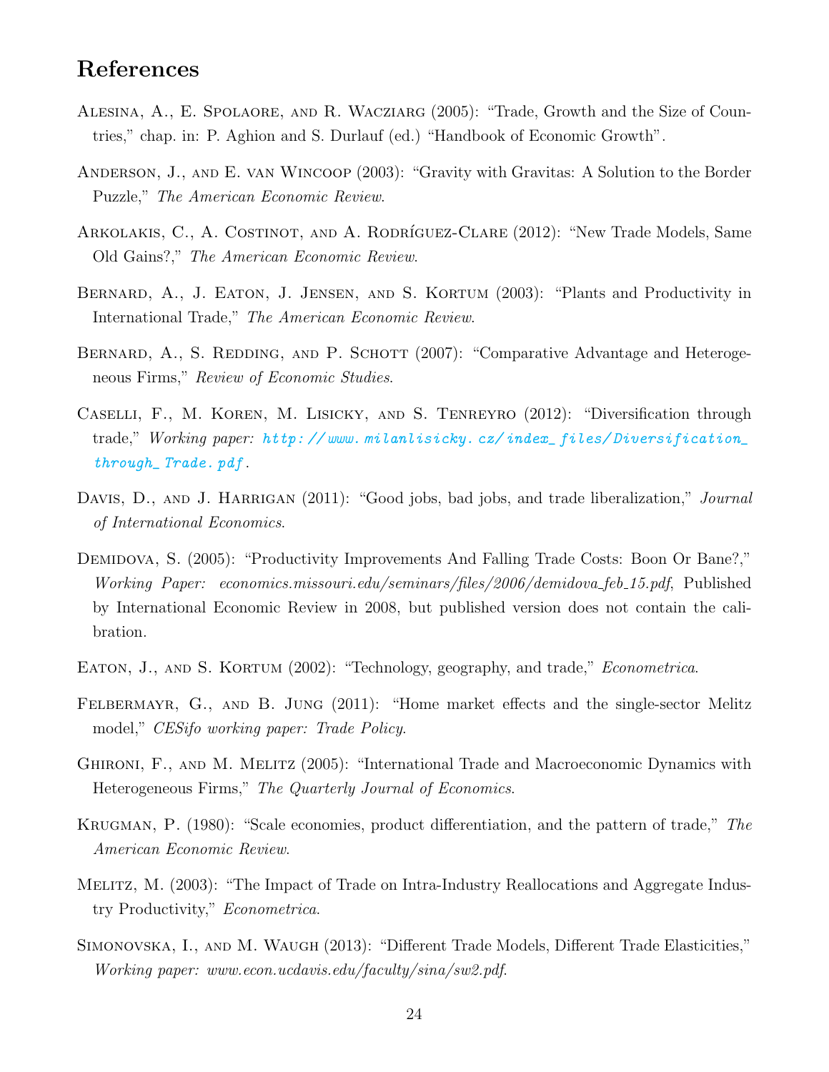## References

Alesina, A., E. Spolaore, and R. Wacziarg (2005): "Trade, Growth and the Size of Countries," chap. in: P. Aghion and S. Durlauf (ed.) "Handbook of Economic Growth".

Anderson, J., and E. van Wincoop (2003): "Gravity with Gravitas: A Solution to the Border Puzzle," *The American Economic Review*.

Arkolakis, C., A. Costinot, and A. Rodríguez-Clare (2012): "New Trade Models, Same Old Gains?," *The American Economic Review*.

Bernard, A., J. Eaton, J. Jensen, and S. Kortum (2003): "Plants and Productivity in International Trade," *The American Economic Review*.

Bernard, A., S. Redding, and P. Schott (2007): "Comparative Advantage and Heterogeneous Firms," *Review of Economic Studies*.

Caselli, F., M. Koren, M. Lisicky, and S. Tenreyro (2012): "Diversification through trade," *Working paper: http://www.milanlisicky.cz/index_files/Diversification_through_Trade.pdf*.

Davis, D., and J. Harrigan (2011): "Good jobs, bad jobs, and trade liberalization," *Journal of International Economics*.

Demidova, S. (2005): "Productivity Improvements And Falling Trade Costs: Boon Or Bane?," *Working Paper: economics.missouri.edu/seminars/files/2006/demidova_feb_15.pdf*, Published by International Economic Review in 2008, but published version does not contain the calibration.

Eaton, J., and S. Kortum (2002): "Technology, geography, and trade," *Econometrica*.

Felbermayr, G., and B. Jung (2011): "Home market effects and the single-sector Melitz model," *CESifo working paper: Trade Policy*.

Ghironi, F., and M. Melitz (2005): "International Trade and Macroeconomic Dynamics with Heterogeneous Firms," *The Quarterly Journal of Economics*.

Krugman, P. (1980): "Scale economies, product differentiation, and the pattern of trade," *The American Economic Review*.

Melitz, M. (2003): "The Impact of Trade on Intra-Industry Reallocations and Aggregate Industry Productivity," *Econometrica*.

Simonovska, I., and M. Waugh (2013): "Different Trade Models, Different Trade Elasticities," *Working paper: www.econ.ucdavis.edu/faculty/sina/sw2.pdf*.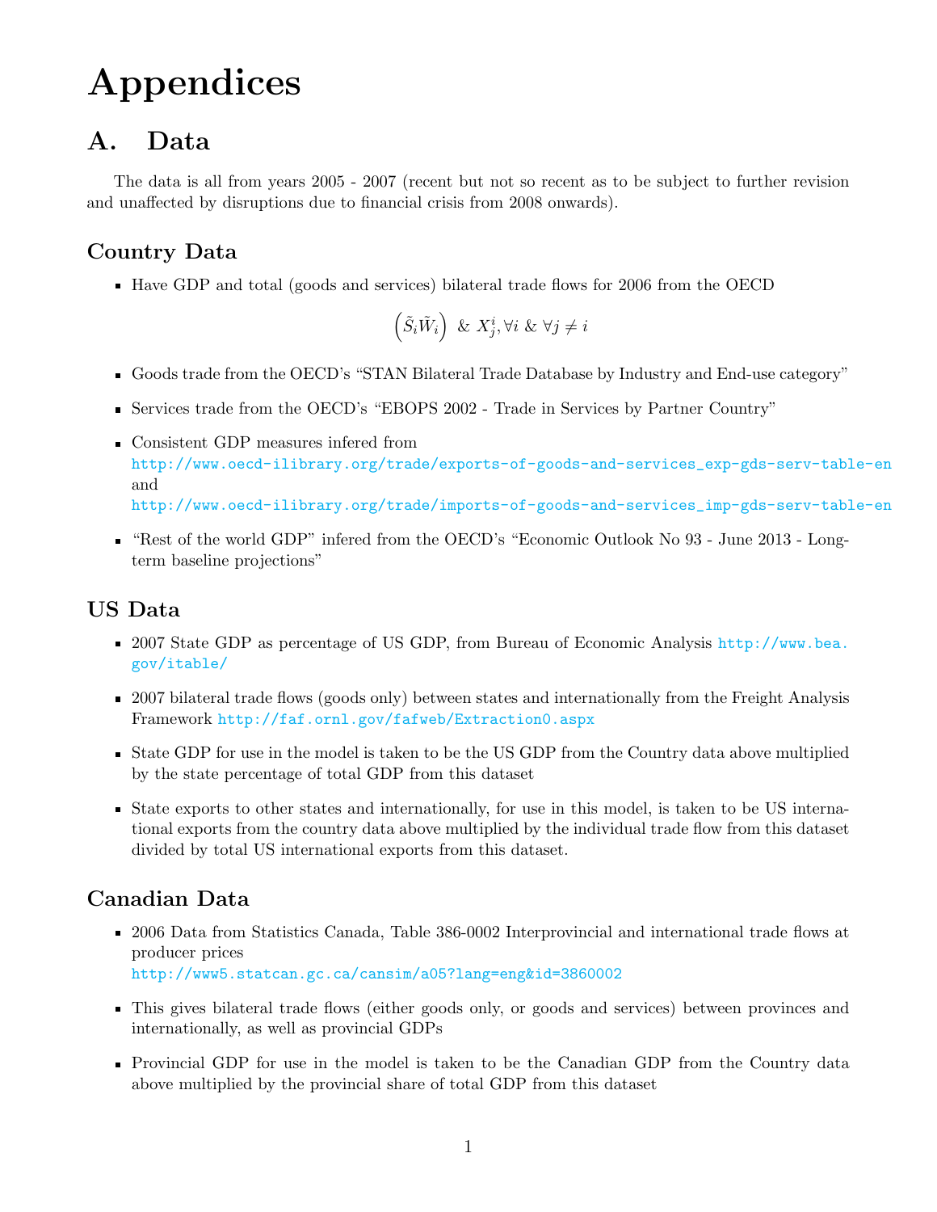# Appendices

## A. Data

The data is all from years 2005 - 2007 (recent but not so recent as to be subject to further revision and unaffected by disruptions due to financial crisis from 2008 onwards).

### Country Data

- Have GDP and total (goods and services) bilateral trade flows for 2006 from the OECD

$$\left(\tilde{S}_i \tilde{W}_i\right) \;\&\; X_j^i, \forall i \;\&\; \forall j \neq i$$

- Goods trade from the OECD's "STAN Bilateral Trade Database by Industry and End-use category"
- Services trade from the OECD's "EBOPS 2002 - Trade in Services by Partner Country"
- Consistent GDP measures infered from http://www.oecd-ilibrary.org/trade/exports-of-goods-and-services_exp-gds-serv-table-en and http://www.oecd-ilibrary.org/trade/imports-of-goods-and-services_imp-gds-serv-table-en
- "Rest of the world GDP" infered from the OECD's "Economic Outlook No 93 - June 2013 - Long-term baseline projections"

### US Data

- 2007 State GDP as percentage of US GDP, from Bureau of Economic Analysis http://www.bea.gov/itable/
- 2007 bilateral trade flows (goods only) between states and internationally from the Freight Analysis Framework http://faf.ornl.gov/fafweb/Extraction0.aspx
- State GDP for use in the model is taken to be the US GDP from the Country data above multiplied by the state percentage of total GDP from this dataset
- State exports to other states and internationally, for use in this model, is taken to be US international exports from the country data above multiplied by the individual trade flow from this dataset divided by total US international exports from this dataset.

### Canadian Data

- 2006 Data from Statistics Canada, Table 386-0002 Interprovincial and international trade flows at producer prices http://www5.statcan.gc.ca/cansim/a05?lang=eng&id=3860002
- This gives bilateral trade flows (either goods only, or goods and services) between provinces and internationally, as well as provincial GDPs
- Provincial GDP for use in the model is taken to be the Canadian GDP from the Country data above multiplied by the provincial share of total GDP from this dataset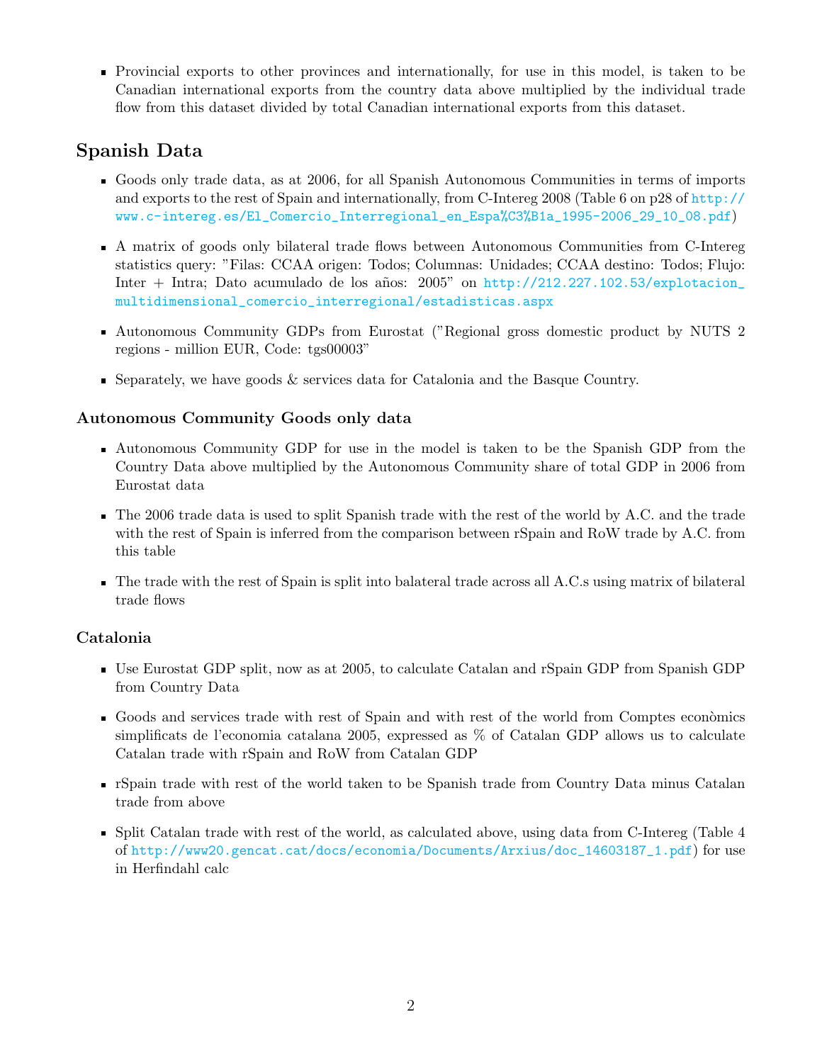- Provincial exports to other provinces and internationally, for use in this model, is taken to be Canadian international exports from the country data above multiplied by the individual trade flow from this dataset divided by total Canadian international exports from this dataset.

## Spanish Data

- Goods only trade data, as at 2006, for all Spanish Autonomous Communities in terms of imports and exports to the rest of Spain and internationally, from C-Intereg 2008 (Table 6 on p28 of http://www.c-intereg.es/El_Comercio_Interregional_en_Espa%C3%B1a_1995-2006_29_10_08.pdf)
- A matrix of goods only bilateral trade flows between Autonomous Communities from C-Intereg statistics query: "Filas: CCAA origen: Todos; Columnas: Unidades; CCAA destino: Todos; Flujo: Inter + Intra; Dato acumulado de los años: 2005" on http://212.227.102.53/explotacion_multidimensional_comercio_interregional/estadisticas.aspx
- Autonomous Community GDPs from Eurostat ("Regional gross domestic product by NUTS 2 regions - million EUR, Code: tgs00003"
- Separately, we have goods & services data for Catalonia and the Basque Country.

### Autonomous Community Goods only data

- Autonomous Community GDP for use in the model is taken to be the Spanish GDP from the Country Data above multiplied by the Autonomous Community share of total GDP in 2006 from Eurostat data
- The 2006 trade data is used to split Spanish trade with the rest of the world by A.C. and the trade with the rest of Spain is inferred from the comparison between rSpain and RoW trade by A.C. from this table
- The trade with the rest of Spain is split into balateral trade across all A.C.s using matrix of bilateral trade flows

### Catalonia

- Use Eurostat GDP split, now as at 2005, to calculate Catalan and rSpain GDP from Spanish GDP from Country Data
- Goods and services trade with rest of Spain and with rest of the world from Comptes econòmics simplificats de l'economia catalana 2005, expressed as % of Catalan GDP allows us to calculate Catalan trade with rSpain and RoW from Catalan GDP
- rSpain trade with rest of the world taken to be Spanish trade from Country Data minus Catalan trade from above
- Split Catalan trade with rest of the world, as calculated above, using data from C-Intereg (Table 4 of http://www20.gencat.cat/docs/economia/Documents/Arxius/doc_14603187_1.pdf) for use in Herfindahl calc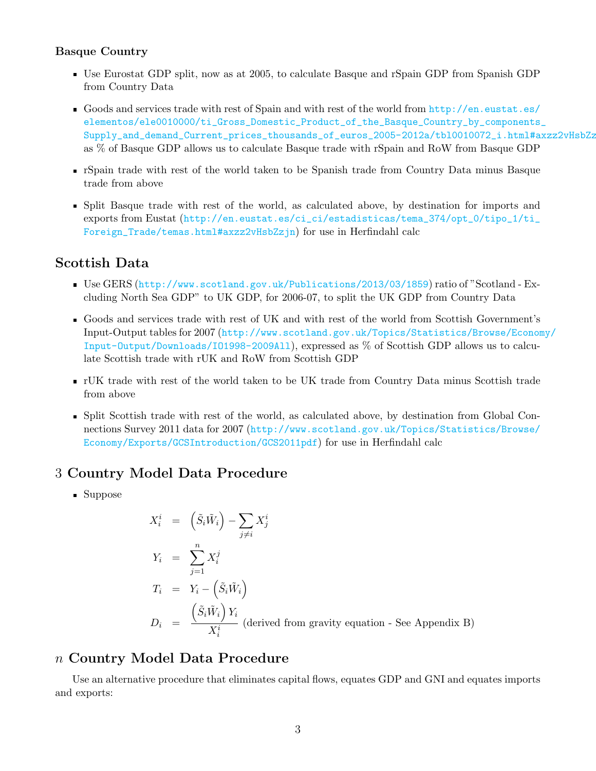### Basque Country

- Use Eurostat GDP split, now as at 2005, to calculate Basque and rSpain GDP from Spanish GDP from Country Data
- Goods and services trade with rest of Spain and with rest of the world from http://en.eustat.es/elementos/ele0010000/ti_Gross_Domestic_Product_of_the_Basque_Country_by_components_Supply_and_demand_Current_prices_thousands_of_euros_2005-2012a/tbl0010072_i.html#axzz2vHsbZz as % of Basque GDP allows us to calculate Basque trade with rSpain and RoW from Basque GDP
- rSpain trade with rest of the world taken to be Spanish trade from Country Data minus Basque trade from above
- Split Basque trade with rest of the world, as calculated above, by destination for imports and exports from Eustat (http://en.eustat.es/ci_ci/estadisticas/tema_374/opt_0/tipo_1/ti_Foreign_Trade/temas.html#axzz2vHsbZzjn) for use in Herfindahl calc

## Scottish Data

- Use GERS (http://www.scotland.gov.uk/Publications/2013/03/1859) ratio of "Scotland - Excluding North Sea GDP" to UK GDP, for 2006-07, to split the UK GDP from Country Data
- Goods and services trade with rest of UK and with rest of the world from Scottish Government's Input-Output tables for 2007 (http://www.scotland.gov.uk/Topics/Statistics/Browse/Economy/Input-Output/Downloads/IO1998-2009All), expressed as % of Scottish GDP allows us to calculate Scottish trade with rUK and RoW from Scottish GDP
- rUK trade with rest of the world taken to be UK trade from Country Data minus Scottish trade from above
- Split Scottish trade with rest of the world, as calculated above, by destination from Global Connections Survey 2011 data for 2007 (http://www.scotland.gov.uk/Topics/Statistics/Browse/Economy/Exports/GCSIntroduction/GCS2011pdf) for use in Herfindahl calc

## 3 Country Model Data Procedure

- Suppose

$$
\begin{aligned}
X_i^i &= \left(\tilde{S}_i \tilde{W}_i\right) - \sum_{j \neq i} X_j^i \\
Y_i &= \sum_{j=1}^{n} X_i^j \\
T_i &= Y_i - \left(\tilde{S}_i \tilde{W}_i\right) \\
D_i &= \frac{\left(\tilde{S}_i \tilde{W}_i\right) Y_i}{X_i^i} \text{ (derived from gravity equation - See Appendix B)}
\end{aligned}
$$

## $n$ Country Model Data Procedure

Use an alternative procedure that eliminates capital flows, equates GDP and GNI and equates imports and exports: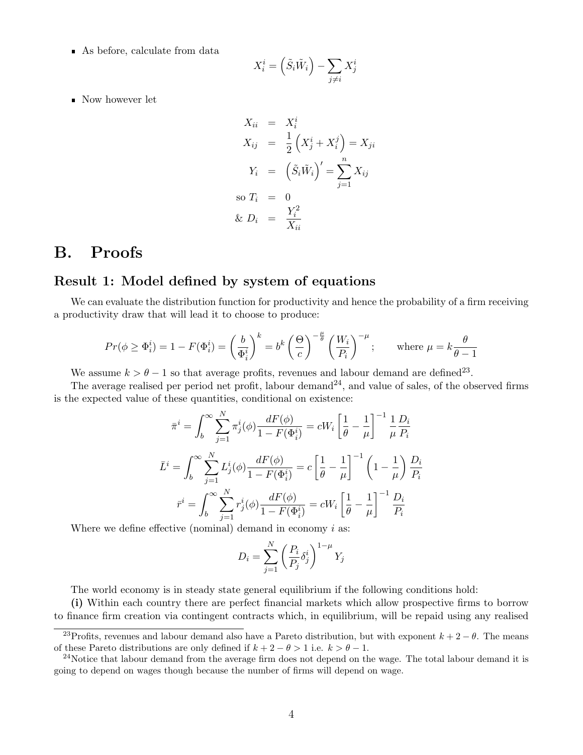- As before, calculate from data

$$X_i^i = \left(\tilde{S}_i \tilde{W}_i\right) - \sum_{j \neq i} X_j^i$$

- Now however let

$$\begin{aligned}
X_{ii} &= X_i^i \\
X_{ij} &= \frac{1}{2}\left(X_j^i + X_i^j\right) = X_{ji} \\
Y_i &= \left(\tilde{S}_i \tilde{W}_i\right)' = \sum_{j=1}^{n} X_{ij} \\
\text{so } T_i &= 0 \\
\&\ D_i &= \frac{Y_i^2}{X_{ii}}
\end{aligned}$$

# B. Proofs

## Result 1: Model defined by system of equations

We can evaluate the distribution function for productivity and hence the probability of a firm receiving a productivity draw that will lead it to choose to produce:

$$Pr(\phi \geq \Phi_i^i) = 1 - F(\Phi_i^i) = \left(\frac{b}{\Phi_i^i}\right)^k = b^k \left(\frac{\Theta}{c}\right)^{-\frac{\mu}{\theta}} \left(\frac{W_i}{P_i}\right)^{-\mu}; \qquad \text{where } \mu = k\frac{\theta}{\theta - 1}$$

We assume $k > \theta - 1$ so that average profits, revenues and labour demand are defined[23].

The average realised per period net profit, labour demand[24], and value of sales, of the observed firms is the expected value of these quantities, conditional on existence:

$$\bar{\pi}^i = \int_b^\infty \sum_{j=1}^{N} \pi_j^i(\phi) \frac{dF(\phi)}{1 - F(\Phi_i^i)} = cW_i \left[\frac{1}{\theta} - \frac{1}{\mu}\right]^{-1} \frac{1}{\mu} \frac{D_i}{P_i}$$

$$\bar{L}^i = \int_b^\infty \sum_{j=1}^{N} L_j^i(\phi) \frac{dF(\phi)}{1 - F(\Phi_i^i)} = c\left[\frac{1}{\theta} - \frac{1}{\mu}\right]^{-1} \left(1 - \frac{1}{\mu}\right) \frac{D_i}{P_i}$$

$$\bar{r}^i = \int_b^\infty \sum_{j=1}^{N} r_j^i(\phi) \frac{dF(\phi)}{1 - F(\Phi_i^i)} = cW_i \left[\frac{1}{\theta} - \frac{1}{\mu}\right]^{-1} \frac{D_i}{P_i}$$

Where we define effective (nominal) demand in economy $i$ as:

$$D_i = \sum_{j=1}^{N} \left(\frac{P_i}{P_j} \delta_j^i\right)^{1-\mu} Y_j$$

The world economy is in steady state general equilibrium if the following conditions hold:

**(i)** Within each country there are perfect financial markets which allow prospective firms to borrow to finance firm creation via contingent contracts which, in equilibrium, will be repaid using any realised

[23] Profits, revenues and labour demand also have a Pareto distribution, but with exponent $k + 2 - \theta$. The means of these Pareto distributions are only defined if $k + 2 - \theta > 1$ i.e. $k > \theta - 1$.

[24] Notice that labour demand from the average firm does not depend on the wage. The total labour demand it is going to depend on wages though because the number of firms will depend on wage.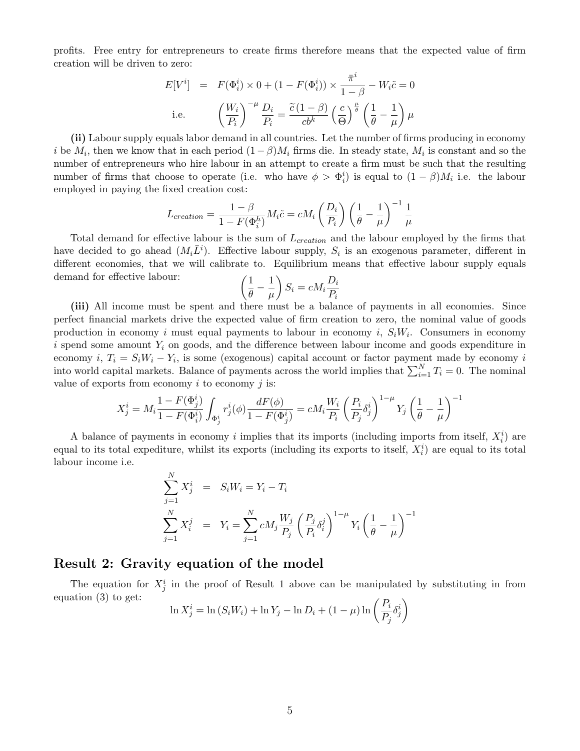profits. Free entry for entrepreneurs to create firms therefore means that the expected value of firm creation will be driven to zero:

$$
\begin{aligned}
E[V^i] &= F(\Phi_i^i) \times 0 + (1 - F(\Phi_i^i)) \times \frac{\bar{\pi}^i}{1-\beta} - W_i \tilde{c} = 0 \\
\text{i.e.} \qquad \left(\frac{W_i}{P_i}\right)^{-\mu} \frac{D_i}{P_i} &= \frac{\widetilde{c}\,(1-\beta)}{cb^k} \left(\frac{c}{\Theta}\right)^{\frac{\mu}{\theta}} \left(\frac{1}{\theta} - \frac{1}{\mu}\right) \mu
\end{aligned}
$$

**(ii)** Labour supply equals labor demand in all countries. Let the number of firms producing in economy $i$ be $M_i$, then we know that in each period $(1-\beta)M_i$ firms die. In steady state, $M_i$ is constant and so the number of entrepreneurs who hire labour in an attempt to create a firm must be such that the resulting number of firms that choose to operate (i.e. who have $\phi > \Phi_i^i$) is equal to $(1-\beta)M_i$ i.e. the labour employed in paying the fixed creation cost:

$$
L_{creation} = \frac{1-\beta}{1 - F(\Phi_i^h)} M_i \tilde{c} = cM_i \left(\frac{D_i}{P_i}\right) \left(\frac{1}{\theta} - \frac{1}{\mu}\right)^{-1} \frac{1}{\mu}
$$

Total demand for effective labour is the sum of $L_{creation}$ and the labour employed by the firms that have decided to go ahead $(M_i \bar{L}^i)$. Effective labour supply, $S_i$ is an exogenous parameter, different in different economies, that we will calibrate to. Equilibrium means that effective labour supply equals demand for effective labour:

$$
\left(\frac{1}{\theta} - \frac{1}{\mu}\right) S_i = cM_i \frac{D_i}{P_i}
$$

**(iii)** All income must be spent and there must be a balance of payments in all economies. Since perfect financial markets drive the expected value of firm creation to zero, the nominal value of goods production in economy $i$ must equal payments to labour in economy $i$, $S_i W_i$. Consumers in economy $i$ spend some amount $Y_i$ on goods, and the difference between labour income and goods expenditure in economy $i$, $T_i = S_i W_i - Y_i$, is some (exogenous) capital account or factor payment made by economy $i$ into world capital markets. Balance of payments across the world implies that $\sum_{i=1}^{N} T_i = 0$. The nominal value of exports from economy $i$ to economy $j$ is:

$$
X_j^i = M_i \frac{1 - F(\Phi_j^i)}{1 - F(\Phi_i^i)} \int_{\Phi_j^i} r_j^i(\phi) \frac{dF(\phi)}{1 - F(\Phi_j^i)} = cM_i \frac{W_i}{P_i} \left(\frac{P_i}{P_j} \delta_j^i\right)^{1-\mu} Y_j \left(\frac{1}{\theta} - \frac{1}{\mu}\right)^{-1}
$$

A balance of payments in economy $i$ implies that its imports (including imports from itself, $X_i^i$) are equal to its total expediture, whilst its exports (including its exports to itself, $X_i^i$) are equal to its total labour income i.e.

$$
\begin{aligned}
\sum_{j=1}^{N} X_j^i &= S_i W_i = Y_i - T_i \\
\sum_{j=1}^{N} X_i^j &= Y_i = \sum_{j=1}^{N} cM_j \frac{W_j}{P_j} \left(\frac{P_j}{P_i} \delta_i^j\right)^{1-\mu} Y_i \left(\frac{1}{\theta} - \frac{1}{\mu}\right)^{-1}
\end{aligned}
$$

## Result 2: Gravity equation of the model

The equation for $X_j^i$ in the proof of Result 1 above can be manipulated by substituting in from equation (3) to get:

$$
\ln X_j^i = \ln(S_i W_i) + \ln Y_j - \ln D_i + (1-\mu) \ln\left(\frac{P_i}{P_j} \delta_j^i\right)
$$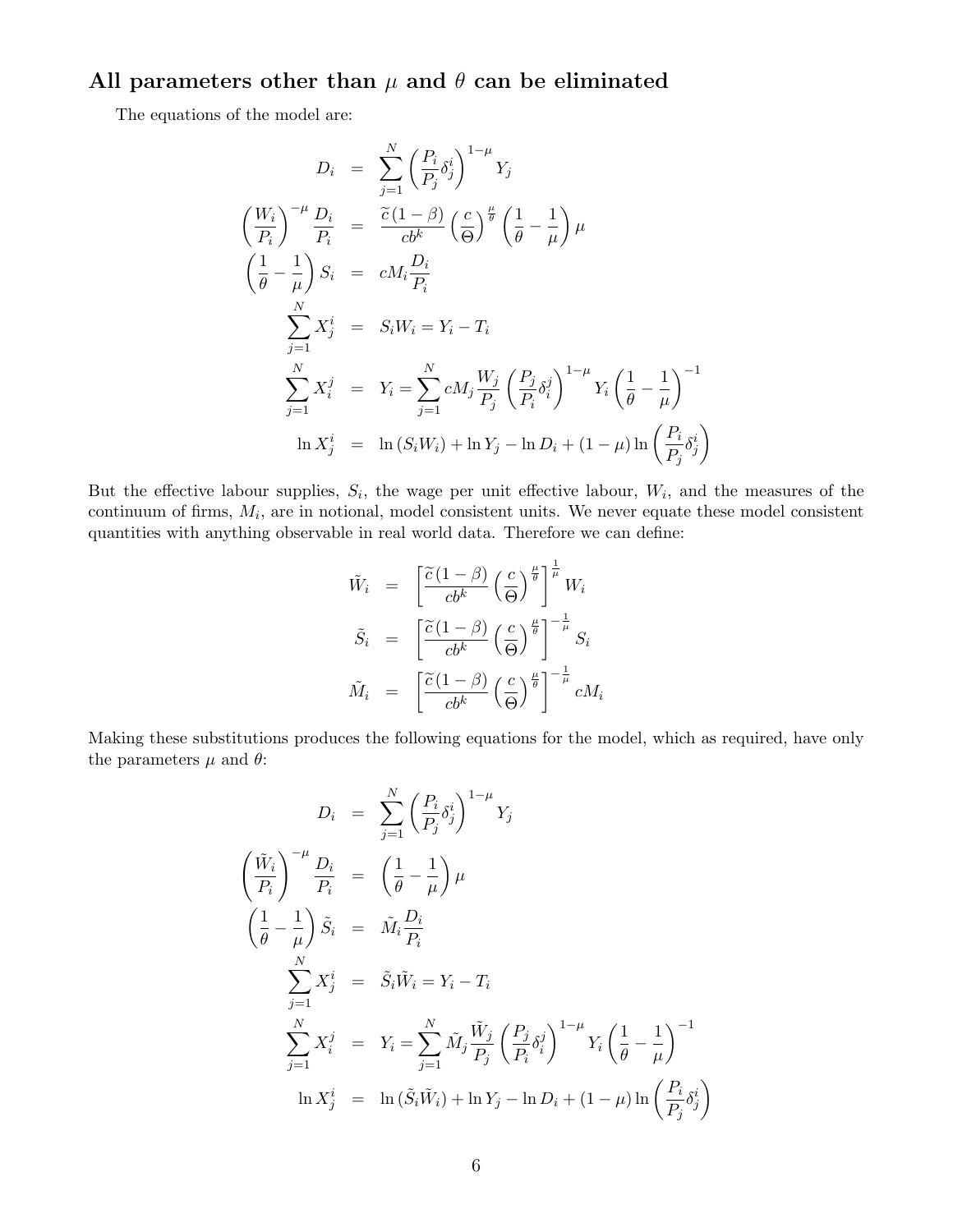## All parameters other than $\mu$ and $\theta$ can be eliminated

The equations of the model are:

$$
\begin{aligned}
D_i &= \sum_{j=1}^{N} \left( \frac{P_i}{P_j} \delta_j^i \right)^{1-\mu} Y_j \\
\left( \frac{W_i}{P_i} \right)^{-\mu} \frac{D_i}{P_i} &= \frac{\widetilde{c}\,(1-\beta)}{cb^k} \left( \frac{c}{\Theta} \right)^{\frac{\mu}{\theta}} \left( \frac{1}{\theta} - \frac{1}{\mu} \right) \mu \\
\left( \frac{1}{\theta} - \frac{1}{\mu} \right) S_i &= cM_i \frac{D_i}{P_i} \\
\sum_{j=1}^{N} X_j^i &= S_i W_i = Y_i - T_i \\
\sum_{j=1}^{N} X_i^j &= Y_i = \sum_{j=1}^{N} cM_j \frac{W_j}{P_j} \left( \frac{P_j}{P_i} \delta_i^j \right)^{1-\mu} Y_i \left( \frac{1}{\theta} - \frac{1}{\mu} \right)^{-1} \\
\ln X_j^i &= \ln \left( S_i W_i \right) + \ln Y_j - \ln D_i + (1-\mu) \ln \left( \frac{P_i}{P_j} \delta_j^i \right)
\end{aligned}
$$

But the effective labour supplies, $S_i$, the wage per unit effective labour, $W_i$, and the measures of the continuum of firms, $M_i$, are in notional, model consistent units. We never equate these model consistent quantities with anything observable in real world data. Therefore we can define:

$$
\begin{aligned}
\tilde{W}_i &= \left[ \frac{\widetilde{c}\,(1-\beta)}{cb^k} \left( \frac{c}{\Theta} \right)^{\frac{\mu}{\theta}} \right]^{\frac{1}{\mu}} W_i \\
\tilde{S}_i &= \left[ \frac{\widetilde{c}\,(1-\beta)}{cb^k} \left( \frac{c}{\Theta} \right)^{\frac{\mu}{\theta}} \right]^{-\frac{1}{\mu}} S_i \\
\tilde{M}_i &= \left[ \frac{\widetilde{c}\,(1-\beta)}{cb^k} \left( \frac{c}{\Theta} \right)^{\frac{\mu}{\theta}} \right]^{-\frac{1}{\mu}} cM_i
\end{aligned}
$$

Making these substitutions produces the following equations for the model, which as required, have only the parameters $\mu$ and $\theta$:

$$
\begin{aligned}
D_i &= \sum_{j=1}^{N} \left( \frac{P_i}{P_j} \delta_j^i \right)^{1-\mu} Y_j \\
\left( \frac{\tilde{W}_i}{P_i} \right)^{-\mu} \frac{D_i}{P_i} &= \left( \frac{1}{\theta} - \frac{1}{\mu} \right) \mu \\
\left( \frac{1}{\theta} - \frac{1}{\mu} \right) \tilde{S}_i &= \tilde{M}_i \frac{D_i}{P_i} \\
\sum_{j=1}^{N} X_j^i &= \tilde{S}_i \tilde{W}_i = Y_i - T_i \\
\sum_{j=1}^{N} X_i^j &= Y_i = \sum_{j=1}^{N} \tilde{M}_j \frac{\tilde{W}_j}{P_j} \left( \frac{P_j}{P_i} \delta_i^j \right)^{1-\mu} Y_i \left( \frac{1}{\theta} - \frac{1}{\mu} \right)^{-1} \\
\ln X_j^i &= \ln (\tilde{S}_i \tilde{W}_i) + \ln Y_j - \ln D_i + (1-\mu) \ln \left( \frac{P_i}{P_j} \delta_j^i \right)
\end{aligned}
$$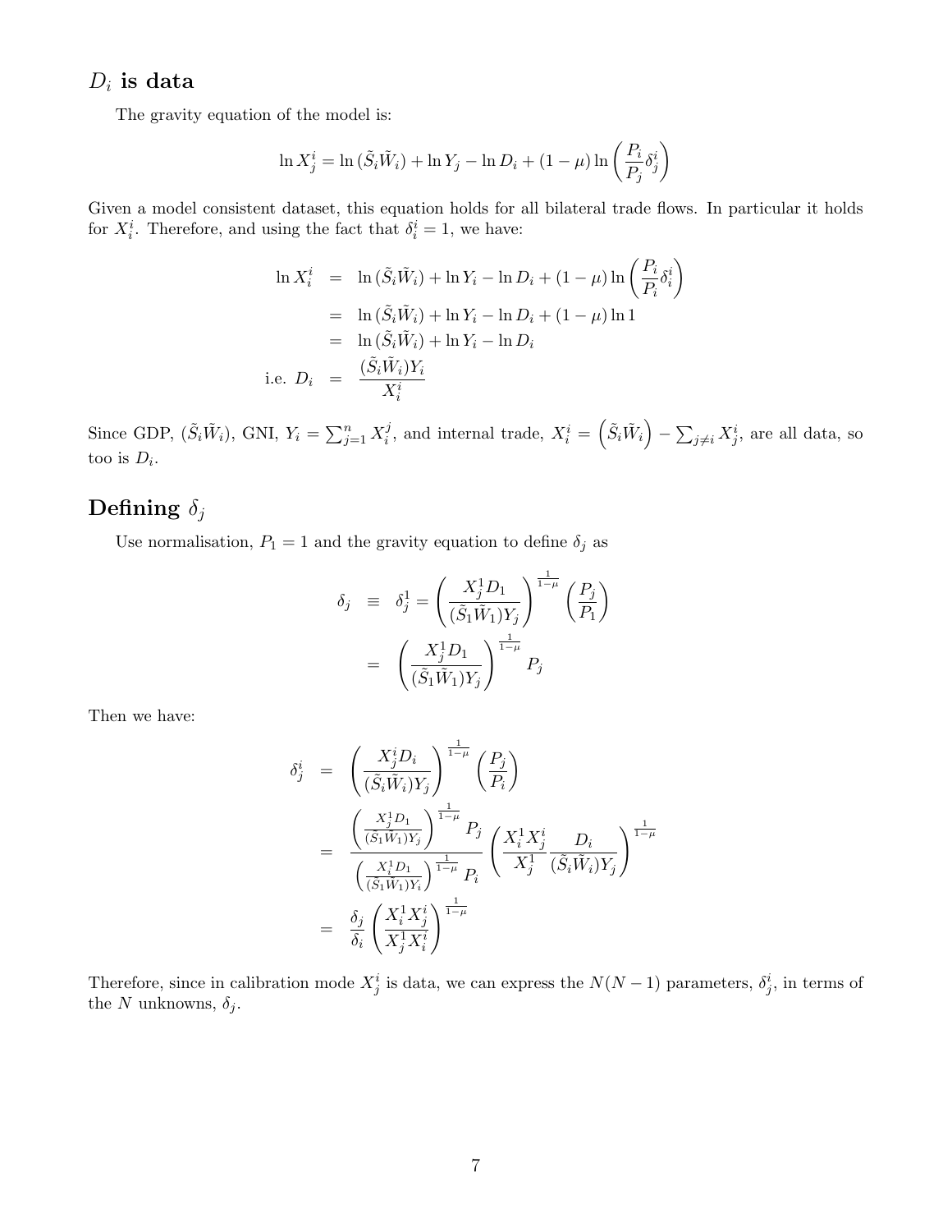## $D_i$ is data

The gravity equation of the model is:

$$\ln X_j^i = \ln(\tilde{S}_i \tilde{W}_i) + \ln Y_j - \ln D_i + (1-\mu) \ln\left(\frac{P_i}{P_j}\delta_j^i\right)$$

Given a model consistent dataset, this equation holds for all bilateral trade flows. In particular it holds for $X_i^i$. Therefore, and using the fact that $\delta_i^i = 1$, we have:

$$\begin{aligned}
\ln X_i^i &= \ln(\tilde{S}_i \tilde{W}_i) + \ln Y_i - \ln D_i + (1-\mu) \ln\left(\frac{P_i}{P_i}\delta_i^i\right) \\
&= \ln(\tilde{S}_i \tilde{W}_i) + \ln Y_i - \ln D_i + (1-\mu) \ln 1 \\
&= \ln(\tilde{S}_i \tilde{W}_i) + \ln Y_i - \ln D_i \\
\text{i.e. } D_i &= \frac{(\tilde{S}_i \tilde{W}_i) Y_i}{X_i^i}
\end{aligned}$$

Since GDP, $(\tilde{S}_i \tilde{W}_i)$, GNI, $Y_i = \sum_{j=1}^{n} X_i^j$, and internal trade, $X_i^i = \left(\tilde{S}_i \tilde{W}_i\right) - \sum_{j \neq i} X_j^i$, are all data, so too is $D_i$.

## Defining $\delta_j$

Use normalisation, $P_1 = 1$ and the gravity equation to define $\delta_j$ as

$$\begin{aligned}
\delta_j \equiv \delta_j^1 &= \left(\frac{X_j^1 D_1}{(\tilde{S}_1 \tilde{W}_1) Y_j}\right)^{\frac{1}{1-\mu}} \left(\frac{P_j}{P_1}\right) \\
&= \left(\frac{X_j^1 D_1}{(\tilde{S}_1 \tilde{W}_1) Y_j}\right)^{\frac{1}{1-\mu}} P_j
\end{aligned}$$

Then we have:

$$\begin{aligned}
\delta_j^i &= \left(\frac{X_j^i D_i}{(\tilde{S}_i \tilde{W}_i) Y_j}\right)^{\frac{1}{1-\mu}} \left(\frac{P_j}{P_i}\right) \\
&= \frac{\left(\frac{X_j^1 D_1}{(\tilde{S}_1 \tilde{W}_1) Y_j}\right)^{\frac{1}{1-\mu}} P_j}{\left(\frac{X_i^1 D_1}{(\tilde{S}_1 \tilde{W}_1) Y_i}\right)^{\frac{1}{1-\mu}} P_i} \left(\frac{X_i^1 X_j^i}{X_j^1} \frac{D_i}{(\tilde{S}_i \tilde{W}_i) Y_j}\right)^{\frac{1}{1-\mu}} \\
&= \frac{\delta_j}{\delta_i} \left(\frac{X_i^1 X_j^i}{X_j^1 X_i^i}\right)^{\frac{1}{1-\mu}}
\end{aligned}$$

Therefore, since in calibration mode $X_j^i$ is data, we can express the $N(N-1)$ parameters, $\delta_j^i$, in terms of the $N$ unknowns, $\delta_j$.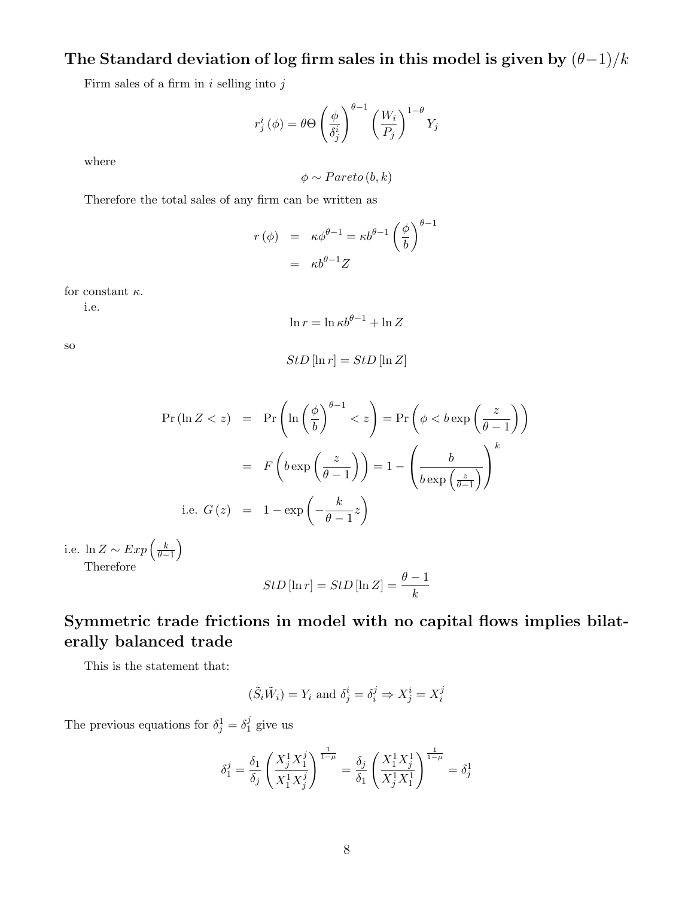## The Standard deviation of log firm sales in this model is given by $(\theta-1)/k$

Firm sales of a firm in $i$ selling into $j$

$$r_j^i(\phi) = \theta\Theta\left(\frac{\phi}{\delta_j^i}\right)^{\theta-1}\left(\frac{W_i}{P_j}\right)^{1-\theta} Y_j$$

where

$$\phi \sim Pareto(b,k)$$

Therefore the total sales of any firm can be written as

$$\begin{aligned}
r(\phi) &= \kappa\phi^{\theta-1} = \kappa b^{\theta-1}\left(\frac{\phi}{b}\right)^{\theta-1} \\
&= \kappa b^{\theta-1} Z
\end{aligned}$$

for constant $\kappa$.

i.e.

$$\ln r = \ln \kappa b^{\theta-1} + \ln Z$$

so

$$StD[\ln r] = StD[\ln Z]$$

$$\begin{aligned}
\Pr(\ln Z < z) &= \Pr\left(\ln\left(\frac{\phi}{b}\right)^{\theta-1} < z\right) = \Pr\left(\phi < b\exp\left(\frac{z}{\theta-1}\right)\right) \\
&= F\left(b\exp\left(\frac{z}{\theta-1}\right)\right) = 1-\left(\frac{b}{b\exp\left(\frac{z}{\theta-1}\right)}\right)^k \\
\text{i.e. } G(z) &= 1-\exp\left(-\frac{k}{\theta-1}z\right)
\end{aligned}$$

i.e. $\ln Z \sim Exp\left(\frac{k}{\theta-1}\right)$

Therefore

$$StD[\ln r] = StD[\ln Z] = \frac{\theta-1}{k}$$

## Symmetric trade frictions in model with no capital flows implies bilaterally balanced trade

This is the statement that:

$$(\tilde{S}_i\tilde{W}_i) = Y_i \text{ and } \delta_j^i = \delta_i^j \Rightarrow X_j^i = X_i^j$$

The previous equations for $\delta_j^1 = \delta_1^j$ give us

$$\delta_1^j = \frac{\delta_1}{\delta_j}\left(\frac{X_j^1 X_1^j}{X_1^1 X_j^j}\right)^{\frac{1}{1-\mu}} = \frac{\delta_j}{\delta_1}\left(\frac{X_1^1 X_j^j}{X_j^1 X_1^1}\right)^{\frac{1}{1-\mu}} = \delta_j^1$$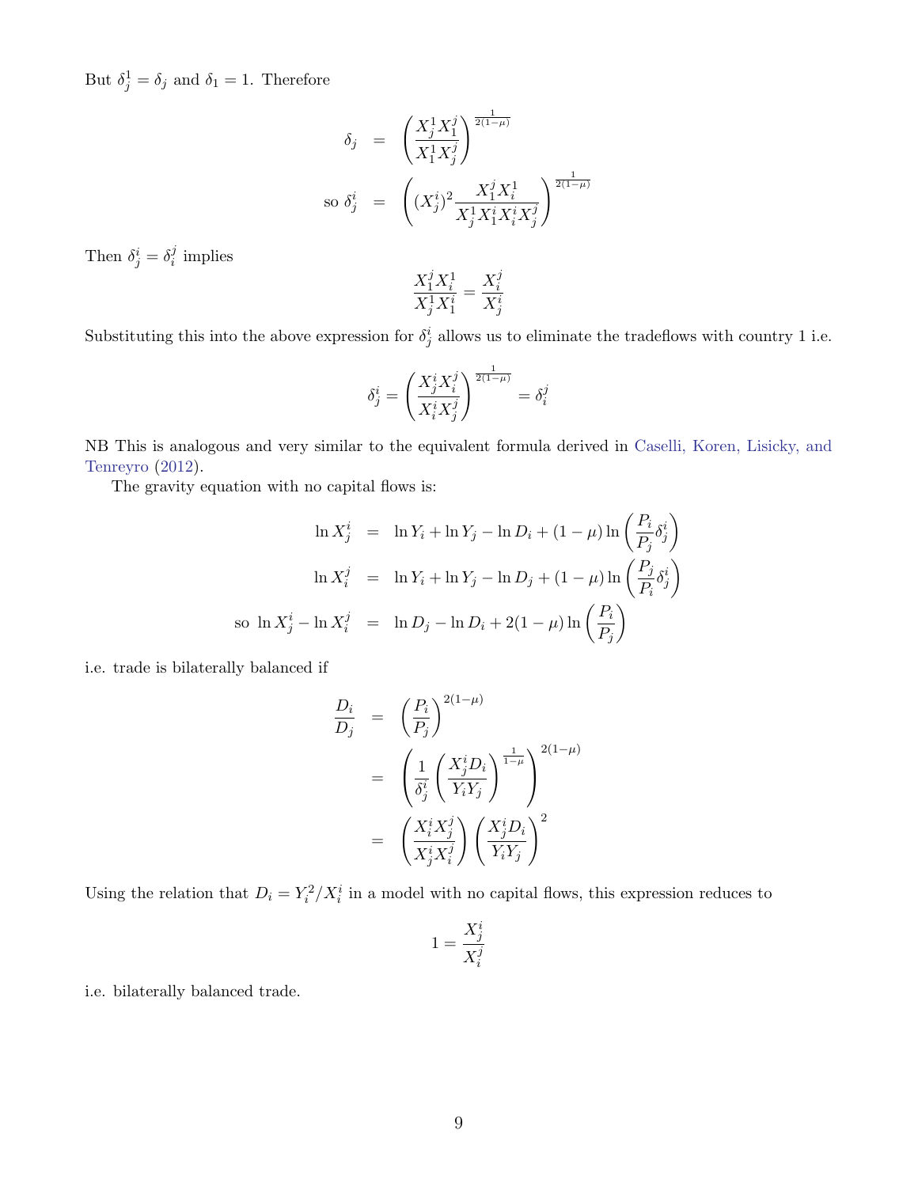But $\delta_j^1 = \delta_j$ and $\delta_1 = 1$. Therefore

$$
\begin{aligned}
\delta_j &= \left( \frac{X_j^1 X_1^j}{X_1^1 X_j^j} \right)^{\frac{1}{2(1-\mu)}} \\
\text{so } \delta_j^i &= \left( (X_j^i)^2 \frac{X_1^j X_i^1}{X_j^1 X_1^i X_i^i X_j^j} \right)^{\frac{1}{2(1-\mu)}}
\end{aligned}
$$

Then $\delta_j^i = \delta_i^j$ implies

$$
\frac{X_1^j X_i^1}{X_j^1 X_1^i} = \frac{X_i^j}{X_j^i}
$$

Substituting this into the above expression for $\delta_j^i$ allows us to eliminate the tradeflows with country 1 i.e.

$$
\delta_j^i = \left( \frac{X_j^i X_i^j}{X_i^i X_j^j} \right)^{\frac{1}{2(1-\mu)}} = \delta_i^j
$$

NB This is analogous and very similar to the equivalent formula derived in Caselli, Koren, Lisicky, and Tenreyro (2012).

The gravity equation with no capital flows is:

$$
\begin{aligned}
\ln X_j^i &= \ln Y_i + \ln Y_j - \ln D_i + (1-\mu) \ln \left( \frac{P_i}{P_j} \delta_j^i \right) \\
\ln X_i^j &= \ln Y_i + \ln Y_j - \ln D_j + (1-\mu) \ln \left( \frac{P_j}{P_i} \delta_j^i \right) \\
\text{so } \ln X_j^i - \ln X_i^j &= \ln D_j - \ln D_i + 2(1-\mu) \ln \left( \frac{P_i}{P_j} \right)
\end{aligned}
$$

i.e. trade is bilaterally balanced if

$$
\begin{aligned}
\frac{D_i}{D_j} &= \left( \frac{P_i}{P_j} \right)^{2(1-\mu)} \\
&= \left( \frac{1}{\delta_j^i} \left( \frac{X_j^i D_i}{Y_i Y_j} \right)^{\frac{1}{1-\mu}} \right)^{2(1-\mu)} \\
&= \left( \frac{X_i^i X_j^j}{X_j^i X_i^j} \right) \left( \frac{X_j^i D_i}{Y_i Y_j} \right)^2
\end{aligned}
$$

Using the relation that $D_i = Y_i^2 / X_i^i$ in a model with no capital flows, this expression reduces to

$$
1 = \frac{X_j^i}{X_i^j}
$$

i.e. bilaterally balanced trade.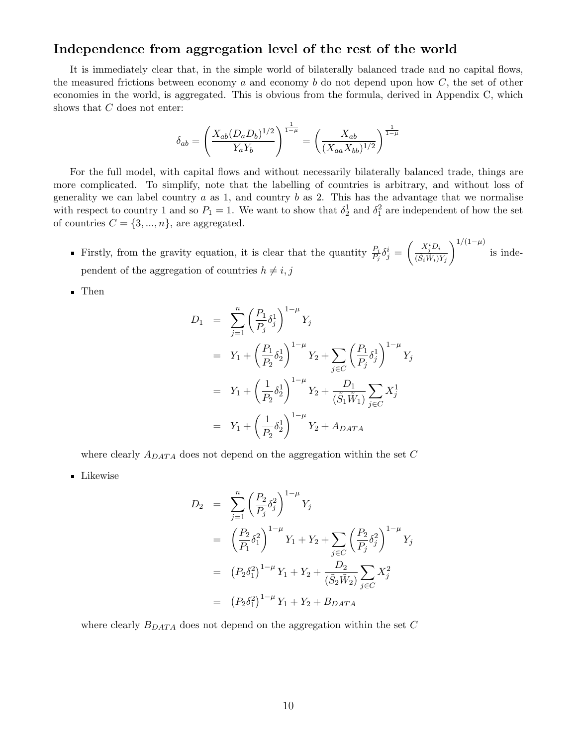## Independence from aggregation level of the rest of the world

It is immediately clear that, in the simple world of bilaterally balanced trade and no capital flows, the measured frictions between economy $a$ and economy $b$ do not depend upon how $C$, the set of other economies in the world, is aggregated. This is obvious from the formula, derived in Appendix C, which shows that $C$ does not enter:

$$\delta_{ab} = \left( \frac{X_{ab}(D_a D_b)^{1/2}}{Y_a Y_b} \right)^{\frac{1}{1-\mu}} = \left( \frac{X_{ab}}{(X_{aa} X_{bb})^{1/2}} \right)^{\frac{1}{1-\mu}}$$

For the full model, with capital flows and without necessarily bilaterally balanced trade, things are more complicated. To simplify, note that the labelling of countries is arbitrary, and without loss of generality we can label country $a$ as 1, and country $b$ as 2. This has the advantage that we normalise with respect to country 1 and so $P_1 = 1$. We want to show that $\delta_2^1$ and $\delta_1^2$ are independent of how the set of countries $C = \{3, ..., n\}$, are aggregated.

- Firstly, from the gravity equation, it is clear that the quantity $\frac{P_i}{P_j}\delta_j^i = \left( \frac{X_j^i D_i}{(\tilde{S}_i \tilde{W}_i) Y_j} \right)^{1/(1-\mu)}$ is independent of the aggregation of countries $h \neq i, j$

- Then

$$\begin{aligned}
D_1 &= \sum_{j=1}^{n} \left( \frac{P_1}{P_j} \delta_j^1 \right)^{1-\mu} Y_j \\
&= Y_1 + \left( \frac{P_1}{P_2} \delta_2^1 \right)^{1-\mu} Y_2 + \sum_{j \in C} \left( \frac{P_1}{P_j} \delta_j^1 \right)^{1-\mu} Y_j \\
&= Y_1 + \left( \frac{1}{P_2} \delta_2^1 \right)^{1-\mu} Y_2 + \frac{D_1}{(\tilde{S}_1 \tilde{W}_1)} \sum_{j \in C} X_j^1 \\
&= Y_1 + \left( \frac{1}{P_2} \delta_2^1 \right)^{1-\mu} Y_2 + A_{DATA}
\end{aligned}$$

  where clearly $A_{DATA}$ does not depend on the aggregation within the set $C$

- Likewise

$$\begin{aligned}
D_2 &= \sum_{j=1}^{n} \left( \frac{P_2}{P_j} \delta_j^2 \right)^{1-\mu} Y_j \\
&= \left( \frac{P_2}{P_1} \delta_1^2 \right)^{1-\mu} Y_1 + Y_2 + \sum_{j \in C} \left( \frac{P_2}{P_j} \delta_j^2 \right)^{1-\mu} Y_j \\
&= \left( P_2 \delta_1^2 \right)^{1-\mu} Y_1 + Y_2 + \frac{D_2}{(\tilde{S}_2 \tilde{W}_2)} \sum_{j \in C} X_j^2 \\
&= \left( P_2 \delta_1^2 \right)^{1-\mu} Y_1 + Y_2 + B_{DATA}
\end{aligned}$$

  where clearly $B_{DATA}$ does not depend on the aggregation within the set $C$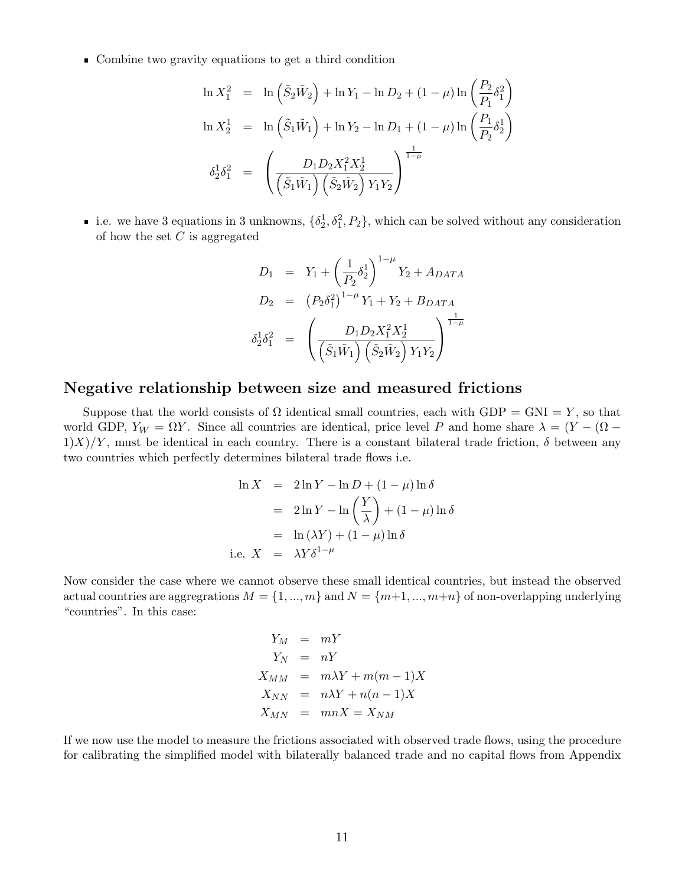- Combine two gravity equatiions to get a third condition

$$
\begin{aligned}
\ln X_1^2 &= \ln\left(\tilde{S}_2\tilde{W}_2\right) + \ln Y_1 - \ln D_2 + (1-\mu)\ln\left(\frac{P_2}{P_1}\delta_1^2\right) \\
\ln X_2^1 &= \ln\left(\tilde{S}_1\tilde{W}_1\right) + \ln Y_2 - \ln D_1 + (1-\mu)\ln\left(\frac{P_1}{P_2}\delta_2^1\right) \\
\delta_2^1\delta_1^2 &= \left(\frac{D_1 D_2 X_1^2 X_2^1}{\left(\tilde{S}_1\tilde{W}_1\right)\left(\tilde{S}_2\tilde{W}_2\right)Y_1 Y_2}\right)^{\frac{1}{1-\mu}}
\end{aligned}
$$

- i.e. we have 3 equations in 3 unknowns, $\{\delta_2^1, \delta_1^2, P_2\}$, which can be solved without any consideration of how the set $C$ is aggregated

$$
\begin{aligned}
D_1 &= Y_1 + \left(\frac{1}{P_2}\delta_2^1\right)^{1-\mu} Y_2 + A_{DATA} \\
D_2 &= \left(P_2\delta_1^2\right)^{1-\mu} Y_1 + Y_2 + B_{DATA} \\
\delta_2^1\delta_1^2 &= \left(\frac{D_1 D_2 X_1^2 X_2^1}{\left(\tilde{S}_1\tilde{W}_1\right)\left(\tilde{S}_2\tilde{W}_2\right)Y_1 Y_2}\right)^{\frac{1}{1-\mu}}
\end{aligned}
$$

## Negative relationship between size and measured frictions

Suppose that the world consists of $\Omega$ identical small countries, each with GDP = GNI = $Y$, so that world GDP, $Y_W = \Omega Y$. Since all countries are identical, price level $P$ and home share $\lambda = (Y - (\Omega - 1)X)/Y$, must be identical in each country. There is a constant bilateral trade friction, $\delta$ between any two countries which perfectly determines bilateral trade flows i.e.

$$
\begin{aligned}
\ln X &= 2\ln Y - \ln D + (1-\mu)\ln\delta \\
&= 2\ln Y - \ln\left(\frac{Y}{\lambda}\right) + (1-\mu)\ln\delta \\
&= \ln(\lambda Y) + (1-\mu)\ln\delta \\
\text{i.e. } X &= \lambda Y \delta^{1-\mu}
\end{aligned}
$$

Now consider the case where we cannot observe these small identical countries, but instead the observed actual countries are aggregrations $M = \{1, ..., m\}$ and $N = \{m+1, ..., m+n\}$ of non-overlapping underlying "countries". In this case:

$$
\begin{aligned}
Y_M &= mY \\
Y_N &= nY \\
X_{MM} &= m\lambda Y + m(m-1)X \\
X_{NN} &= n\lambda Y + n(n-1)X \\
X_{MN} &= mnX = X_{NM}
\end{aligned}
$$

If we now use the model to measure the frictions associated with observed trade flows, using the procedure for calibrating the simplified model with bilaterally balanced trade and no capital flows from Appendix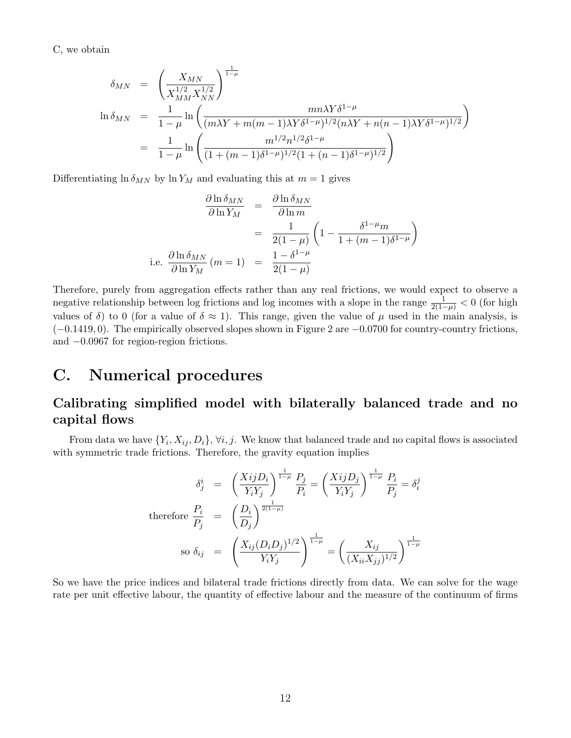C, we obtain

$$
\begin{aligned}
\delta_{MN} &= \left(\frac{X_{MN}}{X_{MM}^{1/2} X_{NN}^{1/2}}\right)^{\frac{1}{1-\mu}} \\
\ln \delta_{MN} &= \frac{1}{1-\mu} \ln\left(\frac{mn\lambda Y \delta^{1-\mu}}{(m\lambda Y + m(m-1)\lambda Y \delta^{1-\mu})^{1/2}(n\lambda Y + n(n-1)\lambda Y \delta^{1-\mu})^{1/2}}\right) \\
&= \frac{1}{1-\mu} \ln\left(\frac{m^{1/2} n^{1/2} \delta^{1-\mu}}{(1+(m-1)\delta^{1-\mu})^{1/2}(1+(n-1)\delta^{1-\mu})^{1/2}}\right)
\end{aligned}
$$

Differentiating $\ln \delta_{MN}$ by $\ln Y_M$ and evaluating this at $m = 1$ gives

$$
\begin{aligned}
\frac{\partial \ln \delta_{MN}}{\partial \ln Y_M} &= \frac{\partial \ln \delta_{MN}}{\partial \ln m} \\
&= \frac{1}{2(1-\mu)}\left(1 - \frac{\delta^{1-\mu} m}{1+(m-1)\delta^{1-\mu}}\right) \\
\text{i.e. } \frac{\partial \ln \delta_{MN}}{\partial \ln Y_M}(m=1) &= \frac{1-\delta^{1-\mu}}{2(1-\mu)}
\end{aligned}
$$

Therefore, purely from aggregation effects rather than any real frictions, we would expect to observe a negative relationship between log frictions and log incomes with a slope in the range $\frac{1}{2(1-\mu)} < 0$ (for high values of $\delta$) to 0 (for a value of $\delta \approx 1$). This range, given the value of $\mu$ used in the main analysis, is $(-0.1419, 0)$. The empirically observed slopes shown in Figure 2 are $-0.0700$ for country-country frictions, and $-0.0967$ for region-region frictions.

# C. Numerical procedures

## Calibrating simplified model with bilaterally balanced trade and no capital flows

From data we have $\{Y_i, X_{ij}, D_i\}, \forall i, j$. We know that balanced trade and no capital flows is associated with symmetric trade frictions. Therefore, the gravity equation implies

$$
\begin{aligned}
\delta_j^i &= \left(\frac{XijD_i}{Y_iY_j}\right)^{\frac{1}{1-\mu}} \frac{P_j}{P_i} = \left(\frac{XijD_j}{Y_iY_j}\right)^{\frac{1}{1-\mu}} \frac{P_i}{P_j} = \delta_i^j \\
\text{therefore } \frac{P_i}{P_j} &= \left(\frac{D_i}{D_j}\right)^{\frac{1}{2(1-\mu)}} \\
\text{so } \delta_{ij} &= \left(\frac{X_{ij}(D_iD_j)^{1/2}}{Y_iY_j}\right)^{\frac{1}{1-\mu}} = \left(\frac{X_{ij}}{(X_{ii}X_{jj})^{1/2}}\right)^{\frac{1}{1-\mu}}
\end{aligned}
$$

So we have the price indices and bilateral trade frictions directly from data. We can solve for the wage rate per unit effective labour, the quantity of effective labour and the measure of the continuum of firms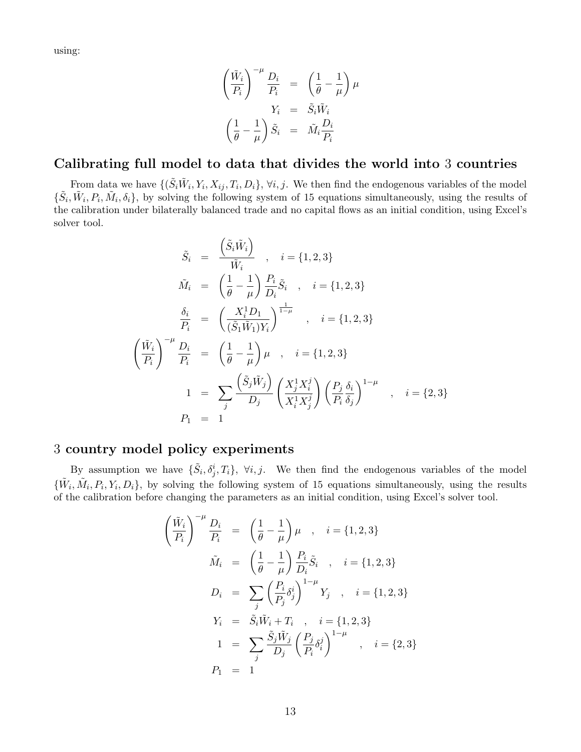using:

$$
\begin{aligned}
\left(\frac{\tilde{W}_i}{P_i}\right)^{-\mu}\frac{D_i}{P_i} &= \left(\frac{1}{\theta}-\frac{1}{\mu}\right)\mu \\
Y_i &= \tilde{S}_i\tilde{W}_i \\
\left(\frac{1}{\theta}-\frac{1}{\mu}\right)\tilde{S}_i &= \tilde{M}_i\frac{D_i}{P_i}
\end{aligned}
$$

## Calibrating full model to data that divides the world into 3 countries

From data we have $\{(\tilde{S}_i\tilde{W}_i, Y_i, X_{ij}, T_i, D_i\}, \forall i, j$. We then find the endogenous variables of the model $\{\tilde{S}_i, \tilde{W}_i, P_i, \tilde{M}_i, \delta_i\}$, by solving the following system of 15 equations simultaneously, using the results of the calibration under bilaterally balanced trade and no capital flows as an initial condition, using Excel's solver tool.

$$
\begin{aligned}
\tilde{S}_i &= \frac{\left(\tilde{S}_i\tilde{W}_i\right)}{\tilde{W}_i} \quad , \quad i=\{1,2,3\} \\
\tilde{M}_i &= \left(\frac{1}{\theta}-\frac{1}{\mu}\right)\frac{P_i}{D_i}\tilde{S}_i \quad , \quad i=\{1,2,3\} \\
\frac{\delta_i}{P_i} &= \left(\frac{X_i^1 D_1}{(\tilde{S}_1\tilde{W}_1)Y_i}\right)^{\frac{1}{1-\mu}} \quad , \quad i=\{1,2,3\} \\
\left(\frac{\tilde{W}_i}{P_i}\right)^{-\mu}\frac{D_i}{P_i} &= \left(\frac{1}{\theta}-\frac{1}{\mu}\right)\mu \quad , \quad i=\{1,2,3\} \\
1 &= \sum_j \frac{\left(\tilde{S}_j\tilde{W}_j\right)}{D_j}\left(\frac{X_j^1 X_i^j}{X_i^1 X_j^j}\right)\left(\frac{P_j}{P_i}\frac{\delta_i}{\delta_j}\right)^{1-\mu} \quad , \quad i=\{2,3\} \\
P_1 &= 1
\end{aligned}
$$

## 3 country model policy experiments

By assumption we have $\{\tilde{S}_i, \delta_j^i, T_i\}, \forall i, j$. We then find the endogenous variables of the model $\{\tilde{W}_i, \tilde{M}_i, P_i, Y_i, D_i\}$, by solving the following system of 15 equations simultaneously, using the results of the calibration before changing the parameters as an initial condition, using Excel's solver tool.

$$
\begin{aligned}
\left(\frac{\tilde{W}_i}{P_i}\right)^{-\mu}\frac{D_i}{P_i} &= \left(\frac{1}{\theta}-\frac{1}{\mu}\right)\mu \quad , \quad i=\{1,2,3\} \\
\tilde{M}_i &= \left(\frac{1}{\theta}-\frac{1}{\mu}\right)\frac{P_i}{D_i}\tilde{S}_i \quad , \quad i=\{1,2,3\} \\
D_i &= \sum_j \left(\frac{P_i}{P_j}\delta_j^i\right)^{1-\mu} Y_j \quad , \quad i=\{1,2,3\} \\
Y_i &= \tilde{S}_i\tilde{W}_i + T_i \quad , \quad i=\{1,2,3\} \\
1 &= \sum_j \frac{\tilde{S}_j\tilde{W}_j}{D_j}\left(\frac{P_j}{P_i}\delta_i^j\right)^{1-\mu} \quad , \quad i=\{2,3\} \\
P_1 &= 1
\end{aligned}
$$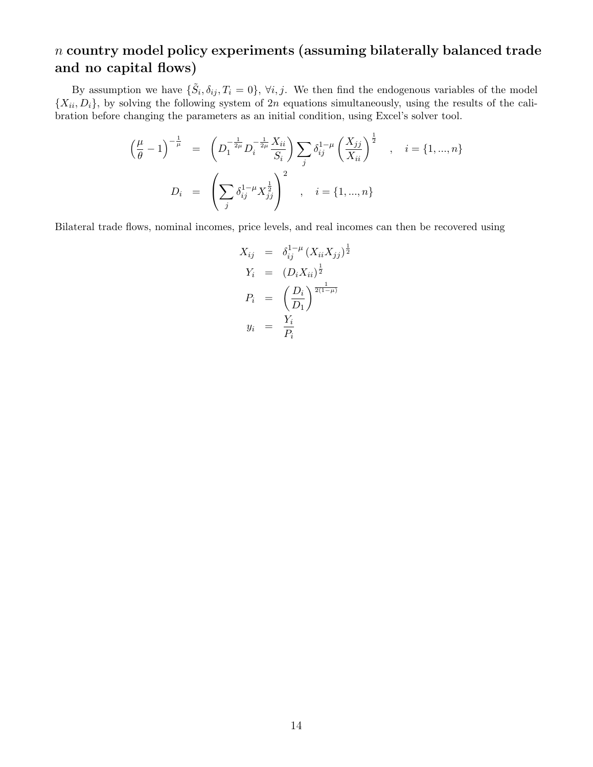## $n$ country model policy experiments (assuming bilaterally balanced trade and no capital flows)

By assumption we have $\{\tilde{S}_i, \delta_{ij}, T_i = 0\}$, $\forall i, j$. We then find the endogenous variables of the model $\{X_{ii}, D_i\}$, by solving the following system of $2n$ equations simultaneously, using the results of the calibration before changing the parameters as an initial condition, using Excel's solver tool.

$$
\begin{aligned}
\left(\frac{\mu}{\theta} - 1\right)^{-\frac{1}{\mu}} &= \left(D_1^{-\frac{1}{2\mu}} D_i^{-\frac{1}{2\mu}} \frac{X_{ii}}{S_i}\right) \sum_j \delta_{ij}^{1-\mu} \left(\frac{X_{jj}}{X_{ii}}\right)^{\frac{1}{2}} \quad , \quad i = \{1, ..., n\} \\
D_i &= \left(\sum_j \delta_{ij}^{1-\mu} X_{jj}^{\frac{1}{2}}\right)^2 \quad , \quad i = \{1, ..., n\}
\end{aligned}
$$

Bilateral trade flows, nominal incomes, price levels, and real incomes can then be recovered using

$$
\begin{aligned}
X_{ij} &= \delta_{ij}^{1-\mu} \left(X_{ii} X_{jj}\right)^{\frac{1}{2}} \\
Y_i &= \left(D_i X_{ii}\right)^{\frac{1}{2}} \\
P_i &= \left(\frac{D_i}{D_1}\right)^{\frac{1}{2(1-\mu)}} \\
y_i &= \frac{Y_i}{P_i}
\end{aligned}
$$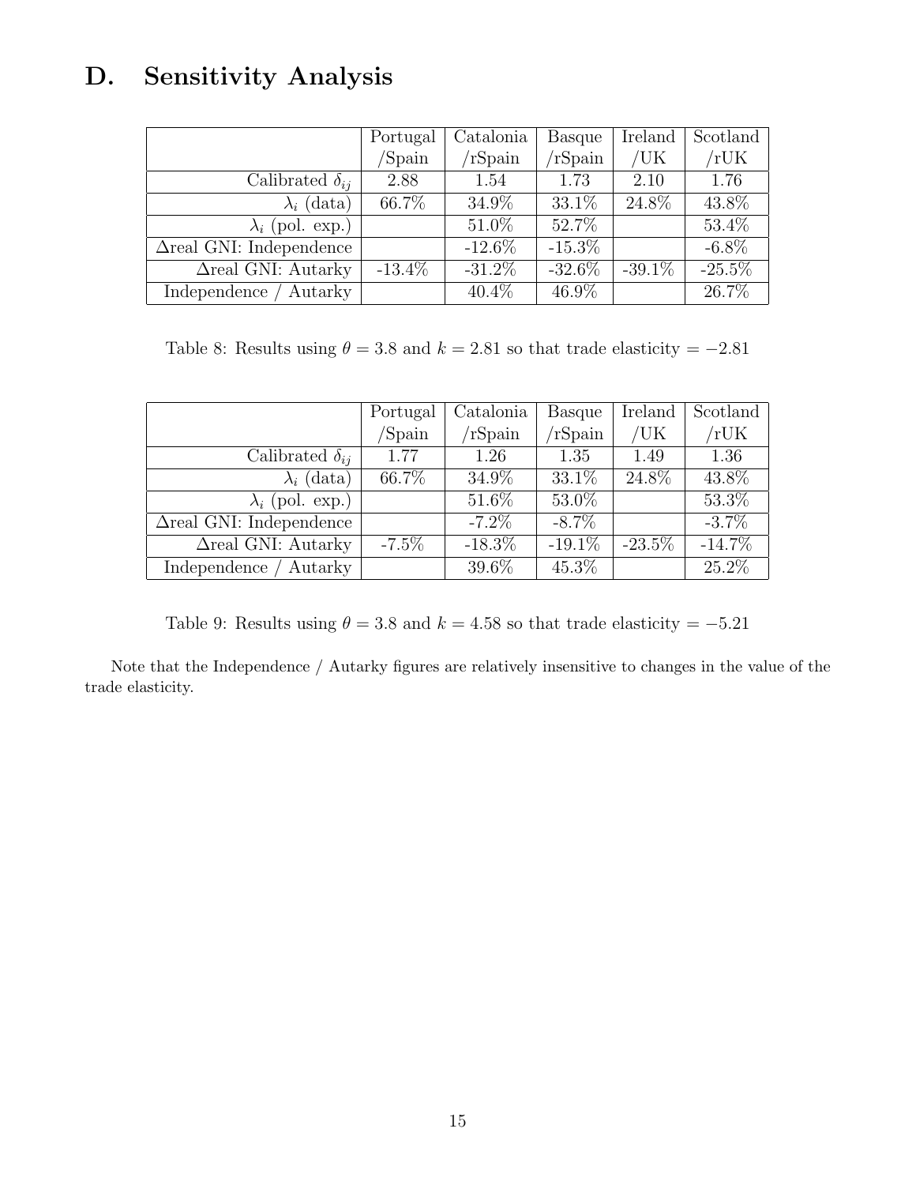## D. Sensitivity Analysis

| | Portugal /Spain | Catalonia /rSpain | Basque /rSpain | Ireland /UK | Scotland /rUK |
|---|---|---|---|---|---|
| Calibrated $\delta_{ij}$ | 2.88 | 1.54 | 1.73 | 2.10 | 1.76 |
| $\lambda_i$ (data) | 66.7% | 34.9% | 33.1% | 24.8% | 43.8% |
| $\lambda_i$ (pol. exp.) | | 51.0% | 52.7% | | 53.4% |
| $\Delta$real GNI: Independence | | -12.6% | -15.3% | | -6.8% |
| $\Delta$real GNI: Autarky | -13.4% | -31.2% | -32.6% | -39.1% | -25.5% |
| Independence / Autarky | | 40.4% | 46.9% | | 26.7% |

Table 8: Results using $\theta = 3.8$ and $k = 2.81$ so that trade elasticity $= -2.81$

| | Portugal /Spain | Catalonia /rSpain | Basque /rSpain | Ireland /UK | Scotland /rUK |
|---|---|---|---|---|---|
| Calibrated $\delta_{ij}$ | 1.77 | 1.26 | 1.35 | 1.49 | 1.36 |
| $\lambda_i$ (data) | 66.7% | 34.9% | 33.1% | 24.8% | 43.8% |
| $\lambda_i$ (pol. exp.) | | 51.6% | 53.0% | | 53.3% |
| $\Delta$real GNI: Independence | | -7.2% | -8.7% | | -3.7% |
| $\Delta$real GNI: Autarky | -7.5% | -18.3% | -19.1% | -23.5% | -14.7% |
| Independence / Autarky | | 39.6% | 45.3% | | 25.2% |

Table 9: Results using $\theta = 3.8$ and $k = 4.58$ so that trade elasticity $= -5.21$

Note that the Independence / Autarky figures are relatively insensitive to changes in the value of the trade elasticity.